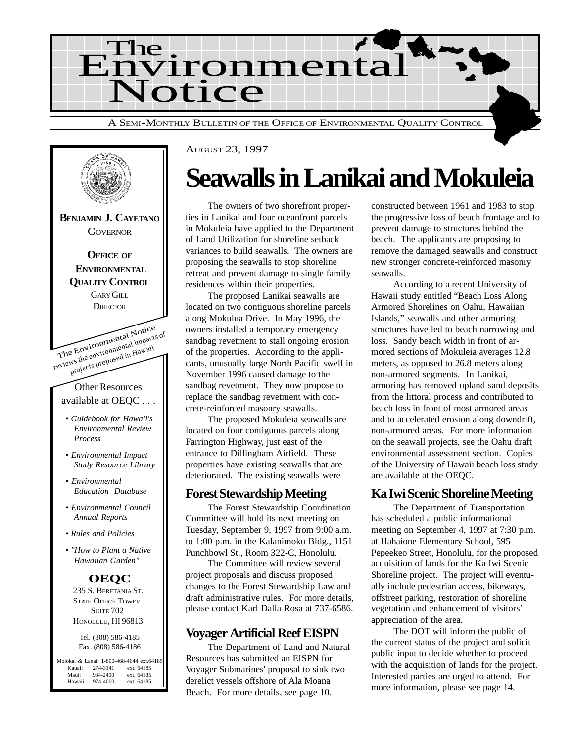# The Environmental Notice

A SEMI-MONTHLY BULLETIN OF THE OFFICE OF ENVIRONMENTAL QUALITY CONTROL

**BENJAMIN J. CAYETANO**
GOVERNOR

**OFFICE OF ENVIRONMENTAL QUALITY CONTROL**
GARY GILL
DIRECTOR

The Environmental Notice reviews the environmental impacts of projects proposed in Hawaii

Other Resources available at OEQC . . .

- *Guidebook for Hawaii's Environmental Review Process*
- *Environmental Impact Study Resource Library*
- *Environmental Education Database*
- *Environmental Council Annual Reports*
- *Rules and Policies*
- *"How to Plant a Native Hawaiian Garden"*

**OEQC**
235 S. BERETANIA ST.
STATE OFFICE TOWER
SUITE 702
HONOLULU, HI 96813

Tel. (808) 586-4185
Fax. (808) 586-4186

Molokai & Lanai: 1-800-468-4644 ext.64185
Kauai: 274-3141 ext. 64185
Maui: 984-2400 ext. 64185
Hawaii: 974-4000 ext. 64185

AUGUST 23, 1997

# Seawalls in Lanikai and Mokuleia

The owners of two shorefront properties in Lanikai and four oceanfront parcels in Mokuleia have applied to the Department of Land Utilization for shoreline setback variances to build seawalls. The owners are proposing the seawalls to stop shoreline retreat and prevent damage to single family residences within their properties.

The proposed Lanikai seawalls are located on two contiguous shoreline parcels along Mokulua Drive. In May 1996, the owners installed a temporary emergency sandbag revetment to stall ongoing erosion of the properties. According to the applicants, unusually large North Pacific swell in November 1996 caused damage to the sandbag revetment. They now propose to replace the sandbag revetment with concrete-reinforced masonry seawalls.

The proposed Mokuleia seawalls are located on four contiguous parcels along Farrington Highway, just east of the entrance to Dillingham Airfield. These properties have existing seawalls that are deteriorated. The existing seawalls were constructed between 1961 and 1983 to stop the progressive loss of beach frontage and to prevent damage to structures behind the beach. The applicants are proposing to remove the damaged seawalls and construct new stronger concrete-reinforced masonry seawalls.

According to a recent University of Hawaii study entitled "Beach Loss Along Armored Shorelines on Oahu, Hawaiian Islands," seawalls and other armoring structures have led to beach narrowing and loss. Sandy beach width in front of armored sections of Mokuleia averages 12.8 meters, as opposed to 26.8 meters along non-armored segments. In Lanikai, armoring has removed upland sand deposits from the littoral process and contributed to beach loss in front of most armored areas and to accelerated erosion along downdrift, non-armored areas. For more information on the seawall projects, see the Oahu draft environmental assessment section. Copies of the University of Hawaii beach loss study are available at the OEQC.

## Forest Stewardship Meeting

The Forest Stewardship Coordination Committee will hold its next meeting on Tuesday, September 9, 1997 from 9:00 a.m. to 1:00 p.m. in the Kalanimoku Bldg., 1151 Punchbowl St., Room 322-C, Honolulu.

The Committee will review several project proposals and discuss proposed changes to the Forest Stewardship Law and draft administrative rules. For more details, please contact Karl Dalla Rosa at 737-6586.

## Voyager Artificial Reef EISPN

The Department of Land and Natural Resources has submitted an EISPN for Voyager Submarines' proposal to sink two derelict vessels offshore of Ala Moana Beach. For more details, see page 10.

## Ka Iwi Scenic Shoreline Meeting

The Department of Transportation has scheduled a public informational meeting on September 4, 1997 at 7:30 p.m. at Hahaione Elementary School, 595 Pepeekeo Street, Honolulu, for the proposed acquisition of lands for the Ka Iwi Scenic Shoreline project. The project will eventually include pedestrian access, bikeways, offstreet parking, restoration of shoreline vegetation and enhancement of visitors' appreciation of the area.

The DOT will inform the public of the current status of the project and solicit public input to decide whether to proceed with the acquisition of lands for the project. Interested parties are urged to attend. For more information, please see page 14.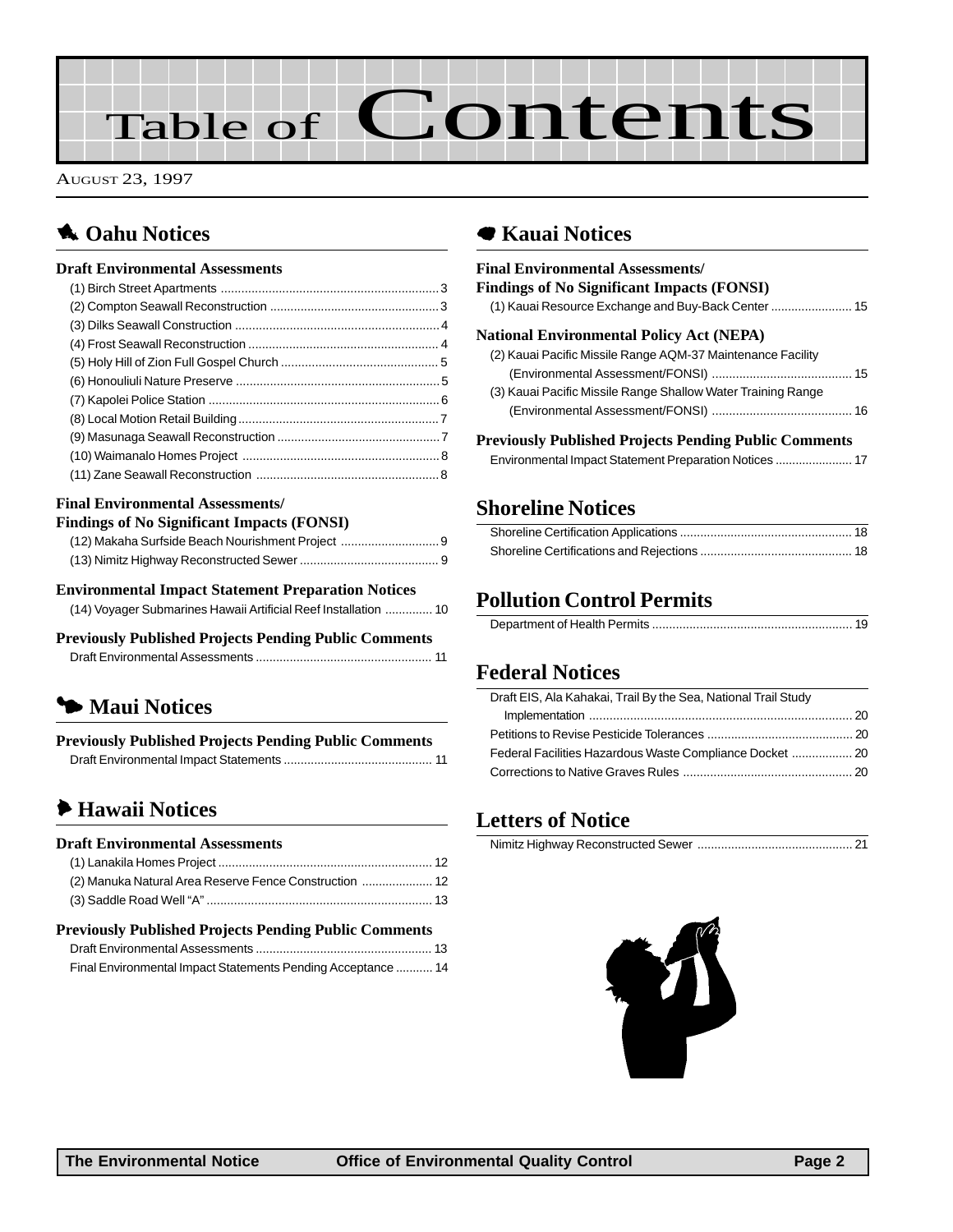# Table of Contents

AUGUST 23, 1997

## Oahu Notices

### Draft Environmental Assessments

- (1) Birch Street Apartments ... 3
- (2) Compton Seawall Reconstruction ... 3
- (3) Dilks Seawall Construction ... 4
- (4) Frost Seawall Reconstruction ... 4
- (5) Holy Hill of Zion Full Gospel Church ... 5
- (6) Honouliuli Nature Preserve ... 5
- (7) Kapolei Police Station ... 6
- (8) Local Motion Retail Building ... 7
- (9) Masunaga Seawall Reconstruction ... 7
- (10) Waimanalo Homes Project ... 8
- (11) Zane Seawall Reconstruction ... 8

### Final Environmental Assessments/ Findings of No Significant Impacts (FONSI)

- (12) Makaha Surfside Beach Nourishment Project ... 9
- (13) Nimitz Highway Reconstructed Sewer ... 9

### Environmental Impact Statement Preparation Notices

- (14) Voyager Submarines Hawaii Artificial Reef Installation ... 10

### Previously Published Projects Pending Public Comments

- Draft Environmental Assessments ... 11

## Maui Notices

### Previously Published Projects Pending Public Comments

- Draft Environmental Impact Statements ... 11

## Hawaii Notices

### Draft Environmental Assessments

- (1) Lanakila Homes Project ... 12
- (2) Manuka Natural Area Reserve Fence Construction ... 12
- (3) Saddle Road Well "A" ... 13

### Previously Published Projects Pending Public Comments

- Draft Environmental Assessments ... 13
- Final Environmental Impact Statements Pending Acceptance ... 14

## Kauai Notices

### Final Environmental Assessments/ Findings of No Significant Impacts (FONSI)

- (1) Kauai Resource Exchange and Buy-Back Center ... 15

### National Environmental Policy Act (NEPA)

- (2) Kauai Pacific Missile Range AQM-37 Maintenance Facility (Environmental Assessment/FONSI) ... 15
- (3) Kauai Pacific Missile Range Shallow Water Training Range (Environmental Assessment/FONSI) ... 16

### Previously Published Projects Pending Public Comments

- Environmental Impact Statement Preparation Notices ... 17

## Shoreline Notices

- Shoreline Certification Applications ... 18
- Shoreline Certifications and Rejections ... 18

## Pollution Control Permits

- Department of Health Permits ... 19

## Federal Notices

- Draft EIS, Ala Kahakai, Trail By the Sea, National Trail Study Implementation ... 20
- Petitions to Revise Pesticide Tolerances ... 20
- Federal Facilities Hazardous Waste Compliance Docket ... 20
- Corrections to Native Graves Rules ... 20

## Letters of Notice

- Nimitz Highway Reconstructed Sewer ... 21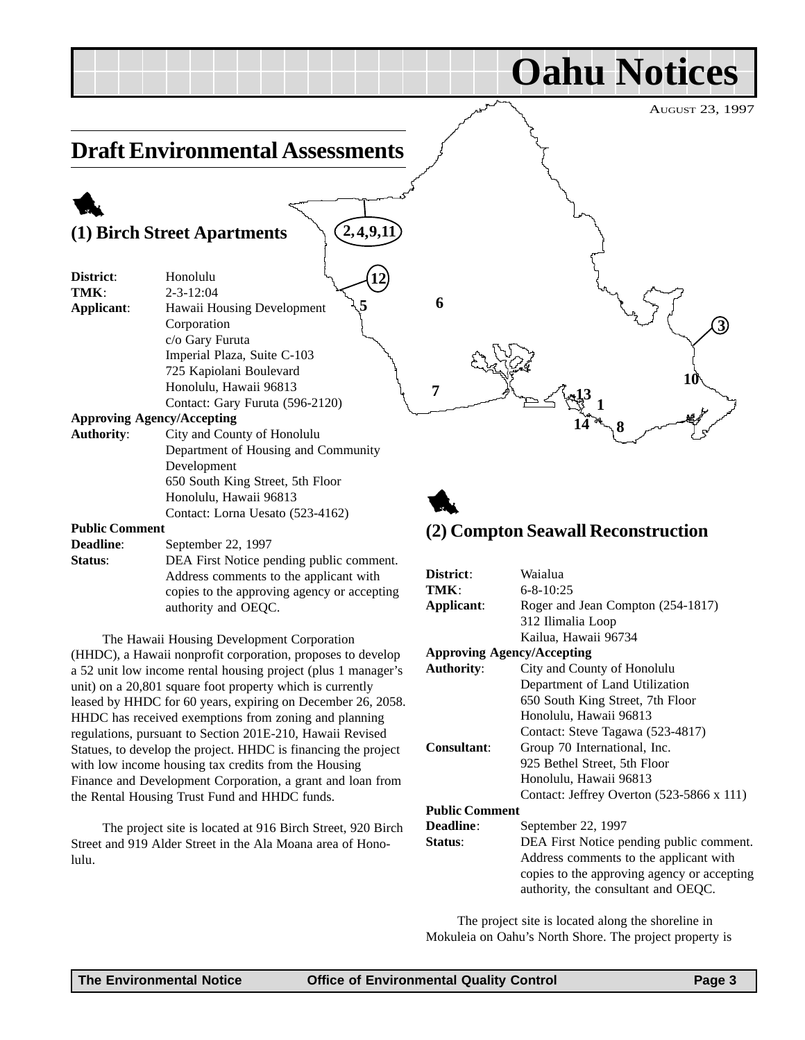# Oahu Notices

AUGUST 23, 1997

## Draft Environmental Assessments

2, 4, 9, 11

12

5

6

3

10

7

13

1

14

8

### (1) Birch Street Apartments

**District**: Honolulu
**TMK**: 2-3-12:04
**Applicant**: Hawaii Housing Development Corporation
c/o Gary Furuta
Imperial Plaza, Suite C-103
725 Kapiolani Boulevard
Honolulu, Hawaii 96813
Contact: Gary Furuta (596-2120)

**Approving Agency/Accepting**
**Authority**: City and County of Honolulu
Department of Housing and Community Development
650 South King Street, 5th Floor
Honolulu, Hawaii 96813
Contact: Lorna Uesato (523-4162)

**Public Comment**
**Deadline**: September 22, 1997
**Status**: DEA First Notice pending public comment. Address comments to the applicant with copies to the approving agency or accepting authority and OEQC.

The Hawaii Housing Development Corporation (HHDC), a Hawaii nonprofit corporation, proposes to develop a 52 unit low income rental housing project (plus 1 manager's unit) on a 20,801 square foot property which is currently leased by HHDC for 60 years, expiring on December 26, 2058. HHDC has received exemptions from zoning and planning regulations, pursuant to Section 201E-210, Hawaii Revised Statues, to develop the project. HHDC is financing the project with low income housing tax credits from the Housing Finance and Development Corporation, a grant and loan from the Rental Housing Trust Fund and HHDC funds.

The project site is located at 916 Birch Street, 920 Birch Street and 919 Alder Street in the Ala Moana area of Honolulu.

### (2) Compton Seawall Reconstruction

**District**: Waialua
**TMK**: 6-8-10:25
**Applicant**: Roger and Jean Compton (254-1817)
312 Ilimalia Loop
Kailua, Hawaii 96734

**Approving Agency/Accepting**
**Authority**: City and County of Honolulu
Department of Land Utilization
650 South King Street, 7th Floor
Honolulu, Hawaii 96813
Contact: Steve Tagawa (523-4817)

**Consultant**: Group 70 International, Inc.
925 Bethel Street, 5th Floor
Honolulu, Hawaii 96813
Contact: Jeffrey Overton (523-5866 x 111)

**Public Comment**
**Deadline**: September 22, 1997
**Status**: DEA First Notice pending public comment. Address comments to the applicant with copies to the approving agency or accepting authority, the consultant and OEQC.

The project site is located along the shoreline in Mokuleia on Oahu's North Shore. The project property is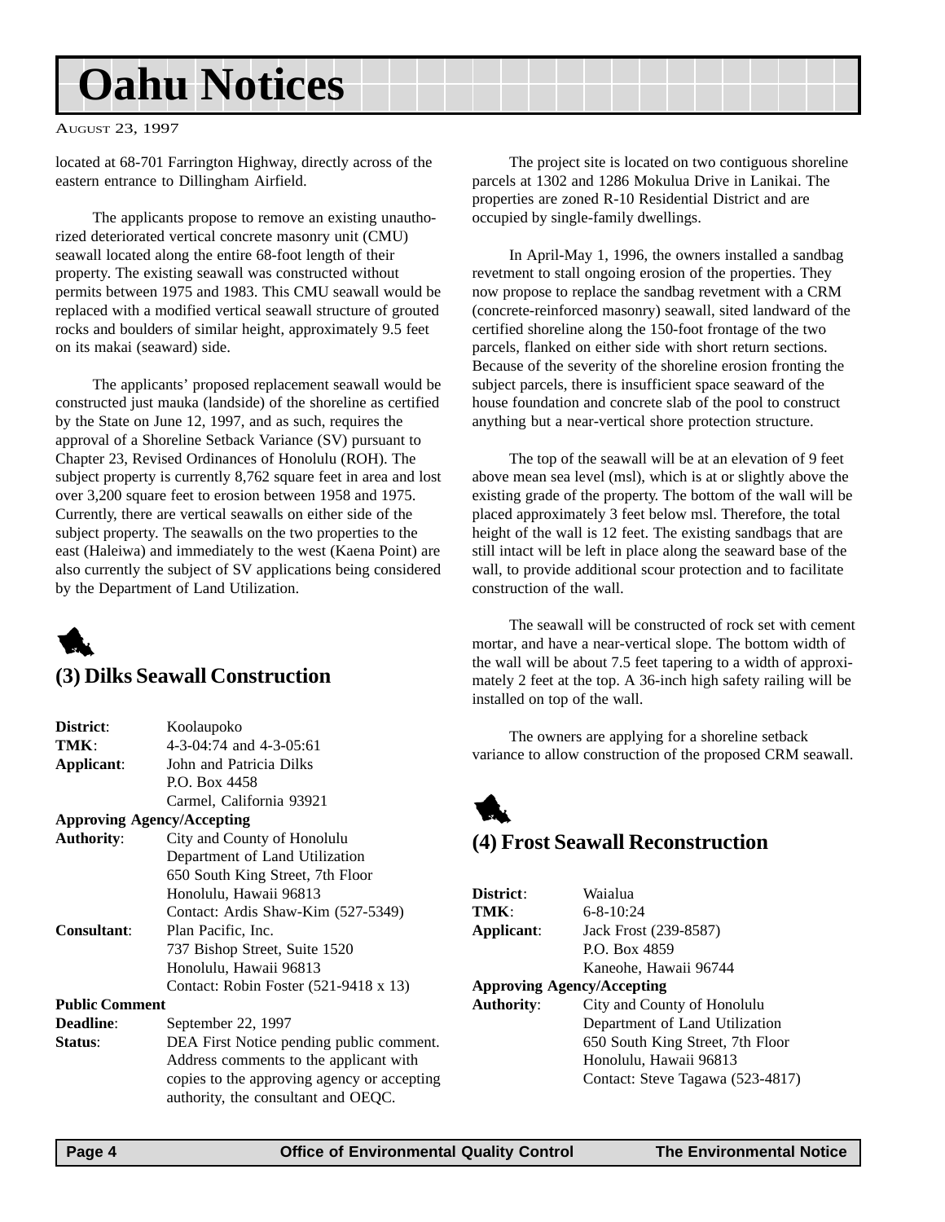located at 68-701 Farrington Highway, directly across of the eastern entrance to Dillingham Airfield.

The applicants propose to remove an existing unauthorized deteriorated vertical concrete masonry unit (CMU) seawall located along the entire 68-foot length of their property. The existing seawall was constructed without permits between 1975 and 1983. This CMU seawall would be replaced with a modified vertical seawall structure of grouted rocks and boulders of similar height, approximately 9.5 feet on its makai (seaward) side.

The applicants' proposed replacement seawall would be constructed just mauka (landside) of the shoreline as certified by the State on June 12, 1997, and as such, requires the approval of a Shoreline Setback Variance (SV) pursuant to Chapter 23, Revised Ordinances of Honolulu (ROH). The subject property is currently 8,762 square feet in area and lost over 3,200 square feet to erosion between 1958 and 1975. Currently, there are vertical seawalls on either side of the subject property. The seawalls on the two properties to the east (Haleiwa) and immediately to the west (Kaena Point) are also currently the subject of SV applications being considered by the Department of Land Utilization.

## (3) Dilks Seawall Construction

| | |
|---|---|
| **District**: | Koolaupoko |
| **TMK**: | 4-3-04:74 and 4-3-05:61 |
| **Applicant**: | John and Patricia Dilks<br>P.O. Box 4458<br>Carmel, California 93921 |
| **Approving Agency/Accepting Authority**: | City and County of Honolulu<br>Department of Land Utilization<br>650 South King Street, 7th Floor<br>Honolulu, Hawaii 96813<br>Contact: Ardis Shaw-Kim (527-5349) |
| **Consultant**: | Plan Pacific, Inc.<br>737 Bishop Street, Suite 1520<br>Honolulu, Hawaii 96813<br>Contact: Robin Foster (521-9418 x 13) |
| **Public Comment Deadline**: | September 22, 1997 |
| **Status**: | DEA First Notice pending public comment. Address comments to the applicant with copies to the approving agency or accepting authority, the consultant and OEQC. |

The project site is located on two contiguous shoreline parcels at 1302 and 1286 Mokulua Drive in Lanikai. The properties are zoned R-10 Residential District and are occupied by single-family dwellings.

In April-May 1, 1996, the owners installed a sandbag revetment to stall ongoing erosion of the properties. They now propose to replace the sandbag revetment with a CRM (concrete-reinforced masonry) seawall, sited landward of the certified shoreline along the 150-foot frontage of the two parcels, flanked on either side with short return sections. Because of the severity of the shoreline erosion fronting the subject parcels, there is insufficient space seaward of the house foundation and concrete slab of the pool to construct anything but a near-vertical shore protection structure.

The top of the seawall will be at an elevation of 9 feet above mean sea level (msl), which is at or slightly above the existing grade of the property. The bottom of the wall will be placed approximately 3 feet below msl. Therefore, the total height of the wall is 12 feet. The existing sandbags that are still intact will be left in place along the seaward base of the wall, to provide additional scour protection and to facilitate construction of the wall.

The seawall will be constructed of rock set with cement mortar, and have a near-vertical slope. The bottom width of the wall will be about 7.5 feet tapering to a width of approximately 2 feet at the top. A 36-inch high safety railing will be installed on top of the wall.

The owners are applying for a shoreline setback variance to allow construction of the proposed CRM seawall.

## (4) Frost Seawall Reconstruction

| | |
|---|---|
| **District**: | Waialua |
| **TMK**: | 6-8-10:24 |
| **Applicant**: | Jack Frost (239-8587)<br>P.O. Box 4859<br>Kaneohe, Hawaii 96744 |
| **Approving Agency/Accepting Authority**: | City and County of Honolulu<br>Department of Land Utilization<br>650 South King Street, 7th Floor<br>Honolulu, Hawaii 96813<br>Contact: Steve Tagawa (523-4817) |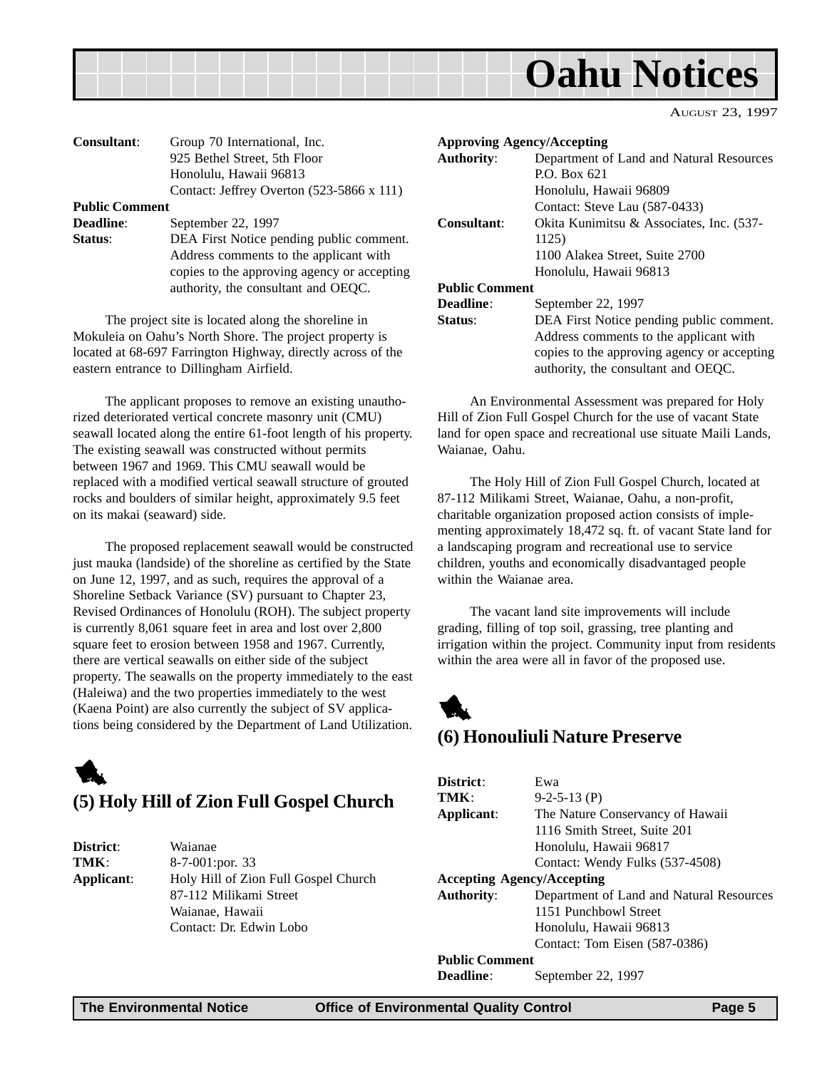**Consultant**: Group 70 International, Inc.
925 Bethel Street, 5th Floor
Honolulu, Hawaii 96813
Contact: Jeffrey Overton (523-5866 x 111)

**Public Comment**
**Deadline**: September 22, 1997
**Status**: DEA First Notice pending public comment. Address comments to the applicant with copies to the approving agency or accepting authority, the consultant and OEQC.

The project site is located along the shoreline in Mokuleia on Oahu's North Shore. The project property is located at 68-697 Farrington Highway, directly across of the eastern entrance to Dillingham Airfield.

The applicant proposes to remove an existing unauthorized deteriorated vertical concrete masonry unit (CMU) seawall located along the entire 61-foot length of his property. The existing seawall was constructed without permits between 1967 and 1969. This CMU seawall would be replaced with a modified vertical seawall structure of grouted rocks and boulders of similar height, approximately 9.5 feet on its makai (seaward) side.

The proposed replacement seawall would be constructed just mauka (landside) of the shoreline as certified by the State on June 12, 1997, and as such, requires the approval of a Shoreline Setback Variance (SV) pursuant to Chapter 23, Revised Ordinances of Honolulu (ROH). The subject property is currently 8,061 square feet in area and lost over 2,800 square feet to erosion between 1958 and 1967. Currently, there are vertical seawalls on either side of the subject property. The seawalls on the property immediately to the east (Haleiwa) and the two properties immediately to the west (Kaena Point) are also currently the subject of SV applications being considered by the Department of Land Utilization.

## (5) Holy Hill of Zion Full Gospel Church

**District**: Waianae
**TMK**: 8-7-001:por. 33
**Applicant**: Holy Hill of Zion Full Gospel Church
87-112 Milikami Street
Waianae, Hawaii
Contact: Dr. Edwin Lobo

**Approving Agency/Accepting**
**Authority**: Department of Land and Natural Resources
P.O. Box 621
Honolulu, Hawaii 96809
Contact: Steve Lau (587-0433)
**Consultant**: Okita Kunimitsu & Associates, Inc. (537-1125)
1100 Alakea Street, Suite 2700
Honolulu, Hawaii 96813

**Public Comment**
**Deadline**: September 22, 1997
**Status**: DEA First Notice pending public comment. Address comments to the applicant with copies to the approving agency or accepting authority, the consultant and OEQC.

An Environmental Assessment was prepared for Holy Hill of Zion Full Gospel Church for the use of vacant State land for open space and recreational use situate Maili Lands, Waianae, Oahu.

The Holy Hill of Zion Full Gospel Church, located at 87-112 Milikami Street, Waianae, Oahu, a non-profit, charitable organization proposed action consists of implementing approximately 18,472 sq. ft. of vacant State land for a landscaping program and recreational use to service children, youths and economically disadvantaged people within the Waianae area.

The vacant land site improvements will include grading, filling of top soil, grassing, tree planting and irrigation within the project. Community input from residents within the area were all in favor of the proposed use.

## (6) Honouliuli Nature Preserve

**District**: Ewa
**TMK**: 9-2-5-13 (P)
**Applicant**: The Nature Conservancy of Hawaii
1116 Smith Street, Suite 201
Honolulu, Hawaii 96817
Contact: Wendy Fulks (537-4508)

**Accepting Agency/Accepting**
**Authority**: Department of Land and Natural Resources
1151 Punchbowl Street
Honolulu, Hawaii 96813
Contact: Tom Eisen (587-0386)

**Public Comment**
**Deadline**: September 22, 1997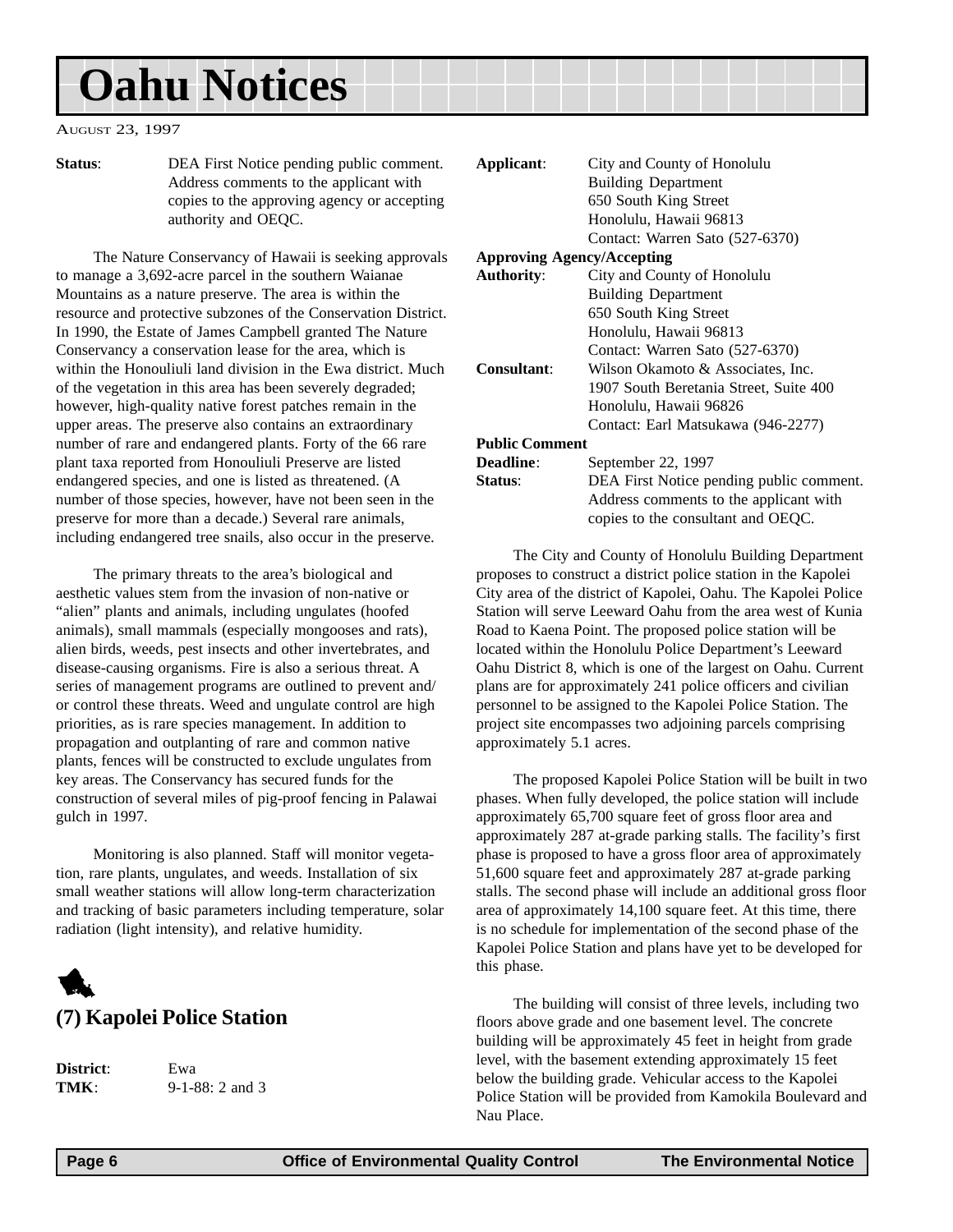# Oahu Notices

AUGUST 23, 1997

**Status**: DEA First Notice pending public comment. Address comments to the applicant with copies to the approving agency or accepting authority and OEQC.

The Nature Conservancy of Hawaii is seeking approvals to manage a 3,692-acre parcel in the southern Waianae Mountains as a nature preserve. The area is within the resource and protective subzones of the Conservation District. In 1990, the Estate of James Campbell granted The Nature Conservancy a conservation lease for the area, which is within the Honouliuli land division in the Ewa district. Much of the vegetation in this area has been severely degraded; however, high-quality native forest patches remain in the upper areas. The preserve also contains an extraordinary number of rare and endangered plants. Forty of the 66 rare plant taxa reported from Honouliuli Preserve are listed endangered species, and one is listed as threatened. (A number of those species, however, have not been seen in the preserve for more than a decade.) Several rare animals, including endangered tree snails, also occur in the preserve.

The primary threats to the area's biological and aesthetic values stem from the invasion of non-native or "alien" plants and animals, including ungulates (hoofed animals), small mammals (especially mongooses and rats), alien birds, weeds, pest insects and other invertebrates, and disease-causing organisms. Fire is also a serious threat. A series of management programs are outlined to prevent and/or control these threats. Weed and ungulate control are high priorities, as is rare species management. In addition to propagation and outplanting of rare and common native plants, fences will be constructed to exclude ungulates from key areas. The Conservancy has secured funds for the construction of several miles of pig-proof fencing in Palawai gulch in 1997.

Monitoring is also planned. Staff will monitor vegetation, rare plants, ungulates, and weeds. Installation of six small weather stations will allow long-term characterization and tracking of basic parameters including temperature, solar radiation (light intensity), and relative humidity.

## (7) Kapolei Police Station

**District**: Ewa
**TMK**: 9-1-88: 2 and 3
**Applicant**: City and County of Honolulu
Building Department
650 South King Street
Honolulu, Hawaii 96813
Contact: Warren Sato (527-6370)

**Approving Agency/Accepting Authority**: City and County of Honolulu
Building Department
650 South King Street
Honolulu, Hawaii 96813
Contact: Warren Sato (527-6370)

**Consultant**: Wilson Okamoto & Associates, Inc.
1907 South Beretania Street, Suite 400
Honolulu, Hawaii 96826
Contact: Earl Matsukawa (946-2277)

**Public Comment Deadline**: September 22, 1997

**Status**: DEA First Notice pending public comment. Address comments to the applicant with copies to the consultant and OEQC.

The City and County of Honolulu Building Department proposes to construct a district police station in the Kapolei City area of the district of Kapolei, Oahu. The Kapolei Police Station will serve Leeward Oahu from the area west of Kunia Road to Kaena Point. The proposed police station will be located within the Honolulu Police Department's Leeward Oahu District 8, which is one of the largest on Oahu. Current plans are for approximately 241 police officers and civilian personnel to be assigned to the Kapolei Police Station. The project site encompasses two adjoining parcels comprising approximately 5.1 acres.

The proposed Kapolei Police Station will be built in two phases. When fully developed, the police station will include approximately 65,700 square feet of gross floor area and approximately 287 at-grade parking stalls. The facility's first phase is proposed to have a gross floor area of approximately 51,600 square feet and approximately 287 at-grade parking stalls. The second phase will include an additional gross floor area of approximately 14,100 square feet. At this time, there is no schedule for implementation of the second phase of the Kapolei Police Station and plans have yet to be developed for this phase.

The building will consist of three levels, including two floors above grade and one basement level. The concrete building will be approximately 45 feet in height from grade level, with the basement extending approximately 15 feet below the building grade. Vehicular access to the Kapolei Police Station will be provided from Kamokila Boulevard and Nau Place.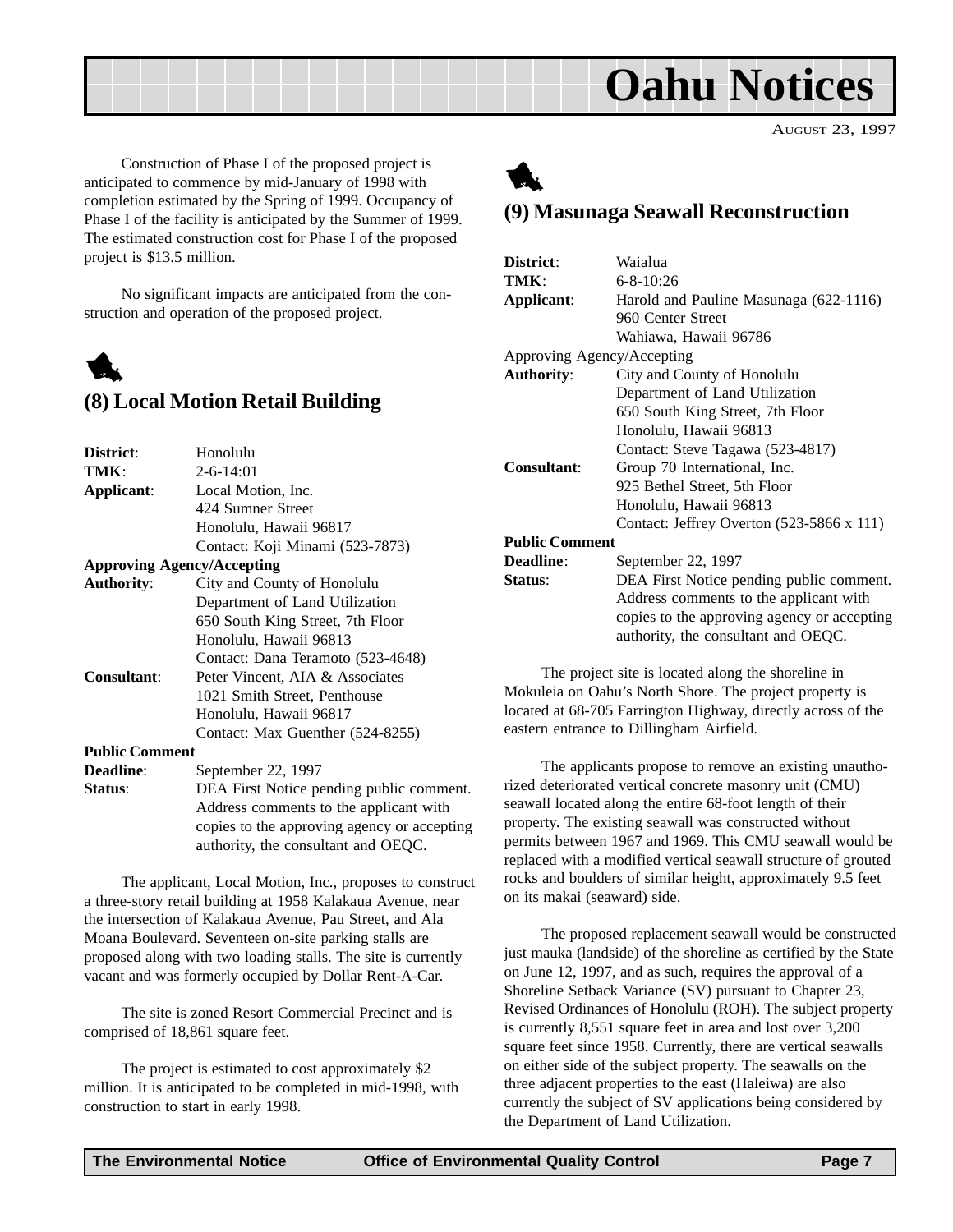Construction of Phase I of the proposed project is anticipated to commence by mid-January of 1998 with completion estimated by the Spring of 1999. Occupancy of Phase I of the facility is anticipated by the Summer of 1999. The estimated construction cost for Phase I of the proposed project is $13.5 million.

No significant impacts are anticipated from the construction and operation of the proposed project.

## (8) Local Motion Retail Building

| | |
|---|---|
| **District**: | Honolulu |
| **TMK**: | 2-6-14:01 |
| **Applicant**: | Local Motion, Inc.<br>424 Sumner Street<br>Honolulu, Hawaii 96817<br>Contact: Koji Minami (523-7873) |
| **Approving Agency/Accepting Authority**: | City and County of Honolulu<br>Department of Land Utilization<br>650 South King Street, 7th Floor<br>Honolulu, Hawaii 96813<br>Contact: Dana Teramoto (523-4648) |
| **Consultant**: | Peter Vincent, AIA & Associates<br>1021 Smith Street, Penthouse<br>Honolulu, Hawaii 96817<br>Contact: Max Guenther (524-8255) |
| **Public Comment Deadline**: | September 22, 1997 |
| **Status**: | DEA First Notice pending public comment. Address comments to the applicant with copies to the approving agency or accepting authority, the consultant and OEQC. |

The applicant, Local Motion, Inc., proposes to construct a three-story retail building at 1958 Kalakaua Avenue, near the intersection of Kalakaua Avenue, Pau Street, and Ala Moana Boulevard. Seventeen on-site parking stalls are proposed along with two loading stalls. The site is currently vacant and was formerly occupied by Dollar Rent-A-Car.

The site is zoned Resort Commercial Precinct and is comprised of 18,861 square feet.

The project is estimated to cost approximately $2 million. It is anticipated to be completed in mid-1998, with construction to start in early 1998.

## (9) Masunaga Seawall Reconstruction

| | |
|---|---|
| **District**: | Waialua |
| **TMK**: | 6-8-10:26 |
| **Applicant**: | Harold and Pauline Masunaga (622-1116)<br>960 Center Street<br>Wahiawa, Hawaii 96786 |
| Approving Agency/Accepting **Authority**: | City and County of Honolulu<br>Department of Land Utilization<br>650 South King Street, 7th Floor<br>Honolulu, Hawaii 96813<br>Contact: Steve Tagawa (523-4817) |
| **Consultant**: | Group 70 International, Inc.<br>925 Bethel Street, 5th Floor<br>Honolulu, Hawaii 96813<br>Contact: Jeffrey Overton (523-5866 x 111) |
| **Public Comment Deadline**: | September 22, 1997 |
| **Status**: | DEA First Notice pending public comment. Address comments to the applicant with copies to the approving agency or accepting authority, the consultant and OEQC. |

The project site is located along the shoreline in Mokuleia on Oahu's North Shore. The project property is located at 68-705 Farrington Highway, directly across of the eastern entrance to Dillingham Airfield.

The applicants propose to remove an existing unauthorized deteriorated vertical concrete masonry unit (CMU) seawall located along the entire 68-foot length of their property. The existing seawall was constructed without permits between 1967 and 1969. This CMU seawall would be replaced with a modified vertical seawall structure of grouted rocks and boulders of similar height, approximately 9.5 feet on its makai (seaward) side.

The proposed replacement seawall would be constructed just mauka (landside) of the shoreline as certified by the State on June 12, 1997, and as such, requires the approval of a Shoreline Setback Variance (SV) pursuant to Chapter 23, Revised Ordinances of Honolulu (ROH). The subject property is currently 8,551 square feet in area and lost over 3,200 square feet since 1958. Currently, there are vertical seawalls on either side of the subject property. The seawalls on the three adjacent properties to the east (Haleiwa) are also currently the subject of SV applications being considered by the Department of Land Utilization.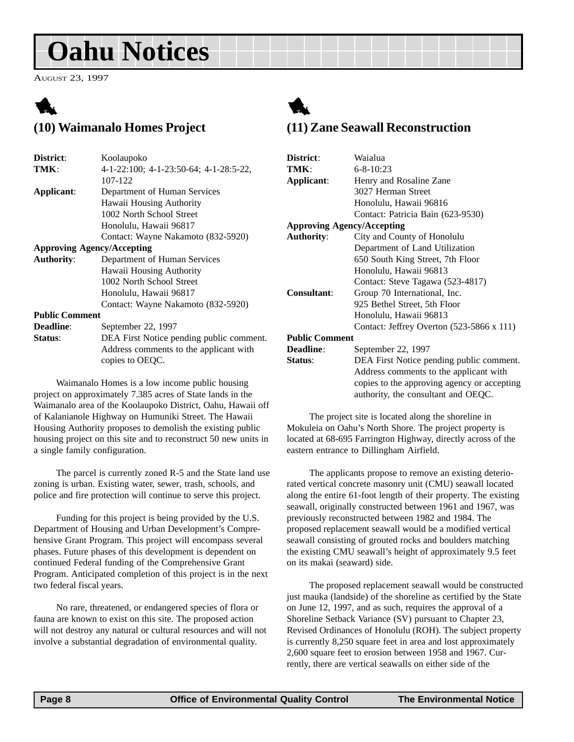# Oahu Notices

August 23, 1997

## (10) Waimanalo Homes Project

| | |
|---|---|
| **District**: | Koolaupoko |
| **TMK**: | 4-1-22:100; 4-1-23:50-64; 4-1-28:5-22, 107-122 |
| **Applicant**: | Department of Human Services<br>Hawaii Housing Authority<br>1002 North School Street<br>Honolulu, Hawaii 96817<br>Contact: Wayne Nakamoto (832-5920) |
| **Approving Agency/Accepting Authority**: | Department of Human Services<br>Hawaii Housing Authority<br>1002 North School Street<br>Honolulu, Hawaii 96817<br>Contact: Wayne Nakamoto (832-5920) |
| **Public Comment Deadline**: | September 22, 1997 |
| **Status**: | DEA First Notice pending public comment. Address comments to the applicant with copies to OEQC. |

Waimanalo Homes is a low income public housing project on approximately 7.385 acres of State lands in the Waimanalo area of the Koolaupoko District, Oahu, Hawaii off of Kalanianole Highway on Humuniki Street. The Hawaii Housing Authority proposes to demolish the existing public housing project on this site and to reconstruct 50 new units in a single family configuration.

The parcel is currently zoned R-5 and the State land use zoning is urban. Existing water, sewer, trash, schools, and police and fire protection will continue to serve this project.

Funding for this project is being provided by the U.S. Department of Housing and Urban Development's Comprehensive Grant Program. This project will encompass several phases. Future phases of this development is dependent on continued Federal funding of the Comprehensive Grant Program. Anticipated completion of this project is in the next two federal fiscal years.

No rare, threatened, or endangered species of flora or fauna are known to exist on this site. The proposed action will not destroy any natural or cultural resources and will not involve a substantial degradation of environmental quality.

## (11) Zane Seawall Reconstruction

| | |
|---|---|
| **District**: | Waialua |
| **TMK**: | 6-8-10:23 |
| **Applicant**: | Henry and Rosaline Zane<br>3027 Herman Street<br>Honolulu, Hawaii 96816<br>Contact: Patricia Bain (623-9530) |
| **Approving Agency/Accepting Authority**: | City and County of Honolulu<br>Department of Land Utilization<br>650 South King Street, 7th Floor<br>Honolulu, Hawaii 96813<br>Contact: Steve Tagawa (523-4817) |
| **Consultant**: | Group 70 International, Inc.<br>925 Bethel Street, 5th Floor<br>Honolulu, Hawaii 96813<br>Contact: Jeffrey Overton (523-5866 x 111) |
| **Public Comment Deadline**: | September 22, 1997 |
| **Status**: | DEA First Notice pending public comment. Address comments to the applicant with copies to the approving agency or accepting authority, the consultant and OEQC. |

The project site is located along the shoreline in Mokuleia on Oahu's North Shore. The project property is located at 68-695 Farrington Highway, directly across of the eastern entrance to Dillingham Airfield.

The applicants propose to remove an existing deteriorated vertical concrete masonry unit (CMU) seawall located along the entire 61-foot length of their property. The existing seawall, originally constructed between 1961 and 1967, was previously reconstructed between 1982 and 1984. The proposed replacement seawall would be a modified vertical seawall consisting of grouted rocks and boulders matching the existing CMU seawall's height of approximately 9.5 feet on its makai (seaward) side.

The proposed replacement seawall would be constructed just mauka (landside) of the shoreline as certified by the State on June 12, 1997, and as such, requires the approval of a Shoreline Setback Variance (SV) pursuant to Chapter 23, Revised Ordinances of Honolulu (ROH). The subject property is currently 8,250 square feet in area and lost approximately 2,600 square feet to erosion between 1958 and 1967. Currently, there are vertical seawalls on either side of the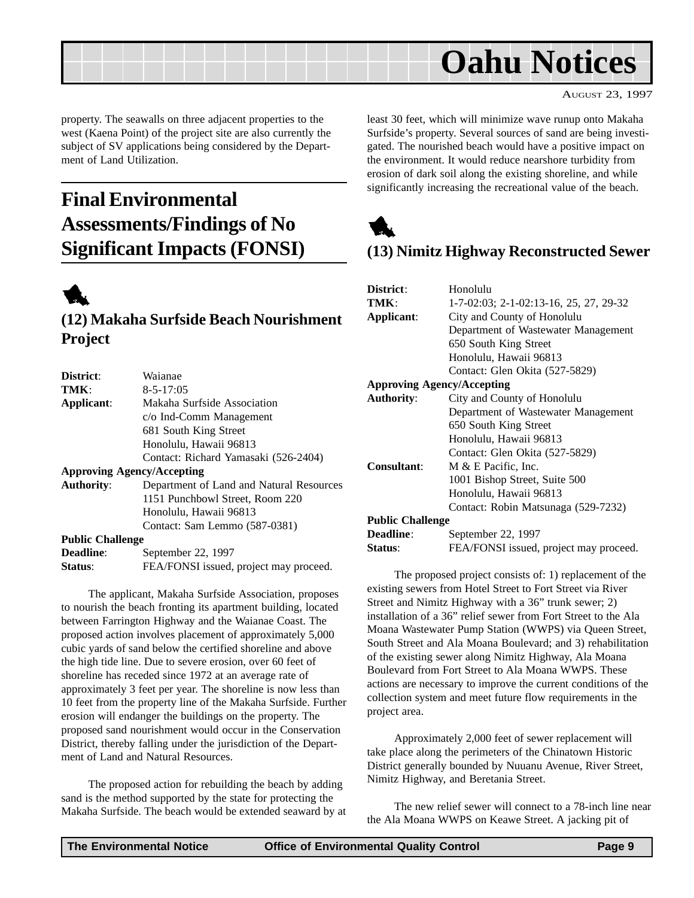property. The seawalls on three adjacent properties to the west (Kaena Point) of the project site are also currently the subject of SV applications being considered by the Department of Land Utilization.

# Final Environmental Assessments/Findings of No Significant Impacts (FONSI)

## (12) Makaha Surfside Beach Nourishment Project

| | |
|---|---|
| **District**: | Waianae |
| **TMK**: | 8-5-17:05 |
| **Applicant**: | Makaha Surfside Association |
| | c/o Ind-Comm Management |
| | 681 South King Street |
| | Honolulu, Hawaii 96813 |
| | Contact: Richard Yamasaki (526-2404) |
| **Approving Agency/Accepting** | |
| **Authority**: | Department of Land and Natural Resources |
| | 1151 Punchbowl Street, Room 220 |
| | Honolulu, Hawaii 96813 |
| | Contact: Sam Lemmo (587-0381) |
| **Public Challenge** | |
| **Deadline**: | September 22, 1997 |
| **Status**: | FEA/FONSI issued, project may proceed. |

The applicant, Makaha Surfside Association, proposes to nourish the beach fronting its apartment building, located between Farrington Highway and the Waianae Coast. The proposed action involves placement of approximately 5,000 cubic yards of sand below the certified shoreline and above the high tide line. Due to severe erosion, over 60 feet of shoreline has receded since 1972 at an average rate of approximately 3 feet per year. The shoreline is now less than 10 feet from the property line of the Makaha Surfside. Further erosion will endanger the buildings on the property. The proposed sand nourishment would occur in the Conservation District, thereby falling under the jurisdiction of the Department of Land and Natural Resources.

The proposed action for rebuilding the beach by adding sand is the method supported by the state for protecting the Makaha Surfside. The beach would be extended seaward by at least 30 feet, which will minimize wave runup onto Makaha Surfside's property. Several sources of sand are being investigated. The nourished beach would have a positive impact on the environment. It would reduce nearshore turbidity from erosion of dark soil along the existing shoreline, and while significantly increasing the recreational value of the beach.

## (13) Nimitz Highway Reconstructed Sewer

| | |
|---|---|
| **District**: | Honolulu |
| **TMK**: | 1-7-02:03; 2-1-02:13-16, 25, 27, 29-32 |
| **Applicant**: | City and County of Honolulu |
| | Department of Wastewater Management |
| | 650 South King Street |
| | Honolulu, Hawaii 96813 |
| | Contact: Glen Okita (527-5829) |
| **Approving Agency/Accepting** | |
| **Authority**: | City and County of Honolulu |
| | Department of Wastewater Management |
| | 650 South King Street |
| | Honolulu, Hawaii 96813 |
| | Contact: Glen Okita (527-5829) |
| **Consultant**: | M & E Pacific, Inc. |
| | 1001 Bishop Street, Suite 500 |
| | Honolulu, Hawaii 96813 |
| | Contact: Robin Matsunaga (529-7232) |
| **Public Challenge** | |
| **Deadline**: | September 22, 1997 |
| **Status**: | FEA/FONSI issued, project may proceed. |

The proposed project consists of: 1) replacement of the existing sewers from Hotel Street to Fort Street via River Street and Nimitz Highway with a 36" trunk sewer; 2) installation of a 36" relief sewer from Fort Street to the Ala Moana Wastewater Pump Station (WWPS) via Queen Street, South Street and Ala Moana Boulevard; and 3) rehabilitation of the existing sewer along Nimitz Highway, Ala Moana Boulevard from Fort Street to Ala Moana WWPS. These actions are necessary to improve the current conditions of the collection system and meet future flow requirements in the project area.

Approximately 2,000 feet of sewer replacement will take place along the perimeters of the Chinatown Historic District generally bounded by Nuuanu Avenue, River Street, Nimitz Highway, and Beretania Street.

The new relief sewer will connect to a 78-inch line near the Ala Moana WWPS on Keawe Street. A jacking pit of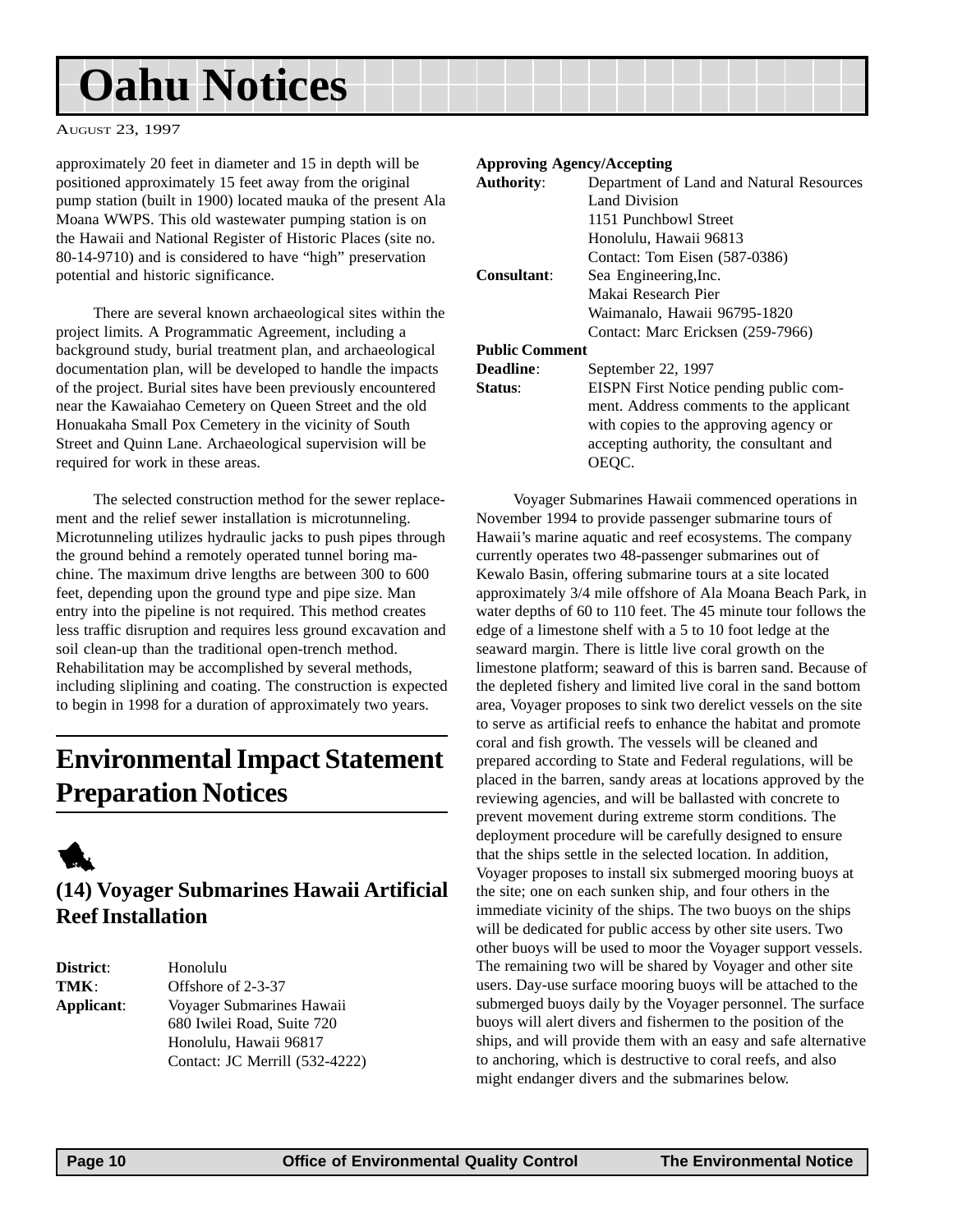approximately 20 feet in diameter and 15 in depth will be positioned approximately 15 feet away from the original pump station (built in 1900) located mauka of the present Ala Moana WWPS. This old wastewater pumping station is on the Hawaii and National Register of Historic Places (site no. 80-14-9710) and is considered to have "high" preservation potential and historic significance.

There are several known archaeological sites within the project limits. A Programmatic Agreement, including a background study, burial treatment plan, and archaeological documentation plan, will be developed to handle the impacts of the project. Burial sites have been previously encountered near the Kawaiahao Cemetery on Queen Street and the old Honuakaha Small Pox Cemetery in the vicinity of South Street and Quinn Lane. Archaeological supervision will be required for work in these areas.

The selected construction method for the sewer replacement and the relief sewer installation is microtunneling. Microtunneling utilizes hydraulic jacks to push pipes through the ground behind a remotely operated tunnel boring machine. The maximum drive lengths are between 300 to 600 feet, depending upon the ground type and pipe size. Man entry into the pipeline is not required. This method creates less traffic disruption and requires less ground excavation and soil clean-up than the traditional open-trench method. Rehabilitation may be accomplished by several methods, including sliplining and coating. The construction is expected to begin in 1998 for a duration of approximately two years.

# Environmental Impact Statement Preparation Notices

## (14) Voyager Submarines Hawaii Artificial Reef Installation

**District**: Honolulu
**TMK**: Offshore of 2-3-37
**Applicant**: Voyager Submarines Hawaii
680 Iwilei Road, Suite 720
Honolulu, Hawaii 96817
Contact: JC Merrill (532-4222)

**Approving Agency/Accepting Authority**: Department of Land and Natural Resources
Land Division
1151 Punchbowl Street
Honolulu, Hawaii 96813
Contact: Tom Eisen (587-0386)

**Consultant**: Sea Engineering,Inc.
Makai Research Pier
Waimanalo, Hawaii 96795-1820
Contact: Marc Ericksen (259-7966)

**Public Comment Deadline**: September 22, 1997

**Status**: EISPN First Notice pending public comment. Address comments to the applicant with copies to the approving agency or accepting authority, the consultant and OEQC.

Voyager Submarines Hawaii commenced operations in November 1994 to provide passenger submarine tours of Hawaii's marine aquatic and reef ecosystems. The company currently operates two 48-passenger submarines out of Kewalo Basin, offering submarine tours at a site located approximately 3/4 mile offshore of Ala Moana Beach Park, in water depths of 60 to 110 feet. The 45 minute tour follows the edge of a limestone shelf with a 5 to 10 foot ledge at the seaward margin. There is little live coral growth on the limestone platform; seaward of this is barren sand. Because of the depleted fishery and limited live coral in the sand bottom area, Voyager proposes to sink two derelict vessels on the site to serve as artificial reefs to enhance the habitat and promote coral and fish growth. The vessels will be cleaned and prepared according to State and Federal regulations, will be placed in the barren, sandy areas at locations approved by the reviewing agencies, and will be ballasted with concrete to prevent movement during extreme storm conditions. The deployment procedure will be carefully designed to ensure that the ships settle in the selected location. In addition, Voyager proposes to install six submerged mooring buoys at the site; one on each sunken ship, and four others in the immediate vicinity of the ships. The two buoys on the ships will be dedicated for public access by other site users. Two other buoys will be used to moor the Voyager support vessels. The remaining two will be shared by Voyager and other site users. Day-use surface mooring buoys will be attached to the submerged buoys daily by the Voyager personnel. The surface buoys will alert divers and fishermen to the position of the ships, and will provide them with an easy and safe alternative to anchoring, which is destructive to coral reefs, and also might endanger divers and the submarines below.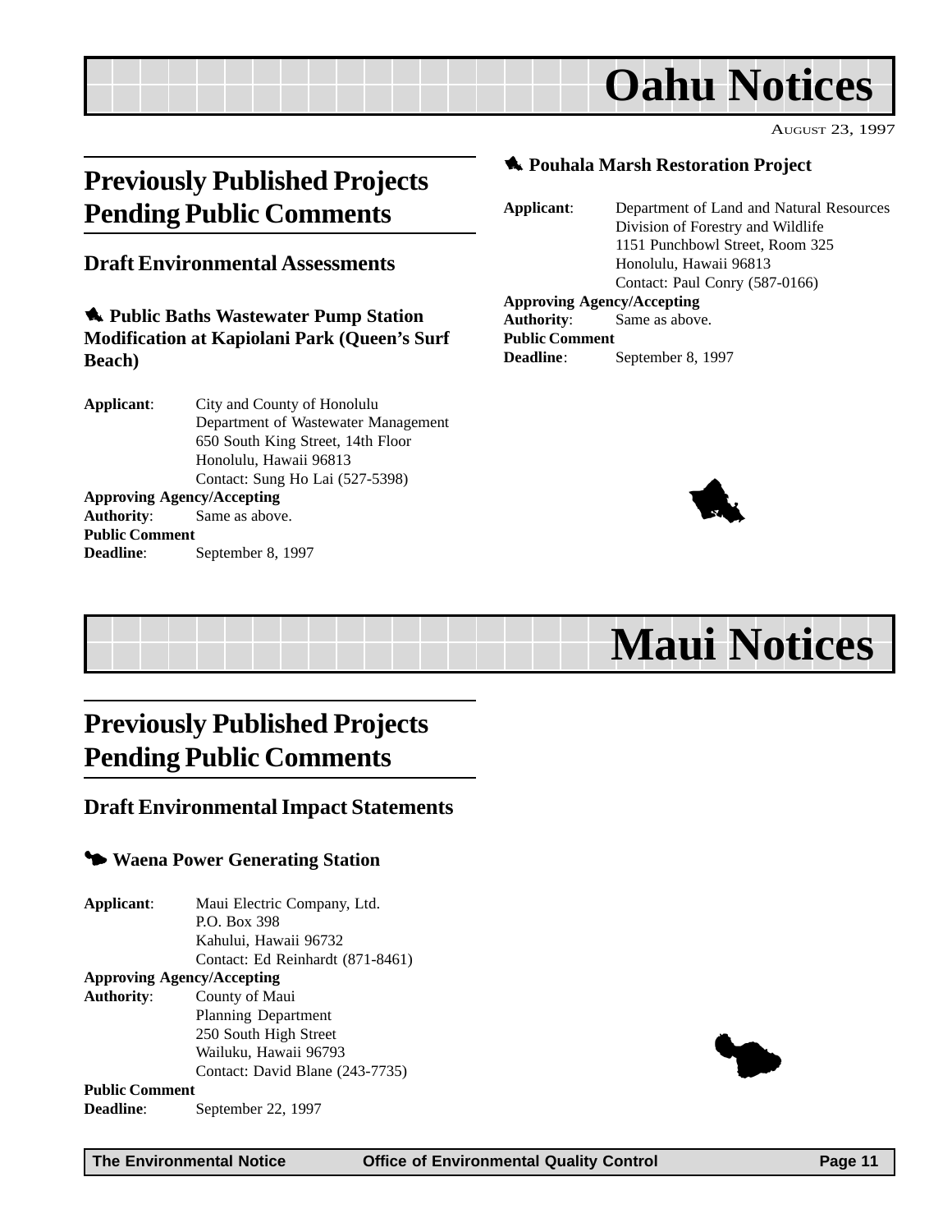# Oahu Notices

AUGUST 23, 1997

## Previously Published Projects Pending Public Comments

### Draft Environmental Assessments

#### Public Baths Wastewater Pump Station Modification at Kapiolani Park (Queen's Surf Beach)

**Applicant**: City and County of Honolulu
Department of Wastewater Management
650 South King Street, 14th Floor
Honolulu, Hawaii 96813
Contact: Sung Ho Lai (527-5398)

**Approving Agency/Accepting Authority**: Same as above.

**Public Comment Deadline**: September 8, 1997

#### Pouhala Marsh Restoration Project

**Applicant**: Department of Land and Natural Resources
Division of Forestry and Wildlife
1151 Punchbowl Street, Room 325
Honolulu, Hawaii 96813
Contact: Paul Conry (587-0166)

**Approving Agency/Accepting Authority**: Same as above.

**Public Comment Deadline**: September 8, 1997

# Maui Notices

## Previously Published Projects Pending Public Comments

### Draft Environmental Impact Statements

#### Waena Power Generating Station

**Applicant**: Maui Electric Company, Ltd.
P.O. Box 398
Kahului, Hawaii 96732
Contact: Ed Reinhardt (871-8461)

**Approving Agency/Accepting Authority**: County of Maui
Planning Department
250 South High Street
Wailuku, Hawaii 96793
Contact: David Blane (243-7735)

**Public Comment Deadline**: September 22, 1997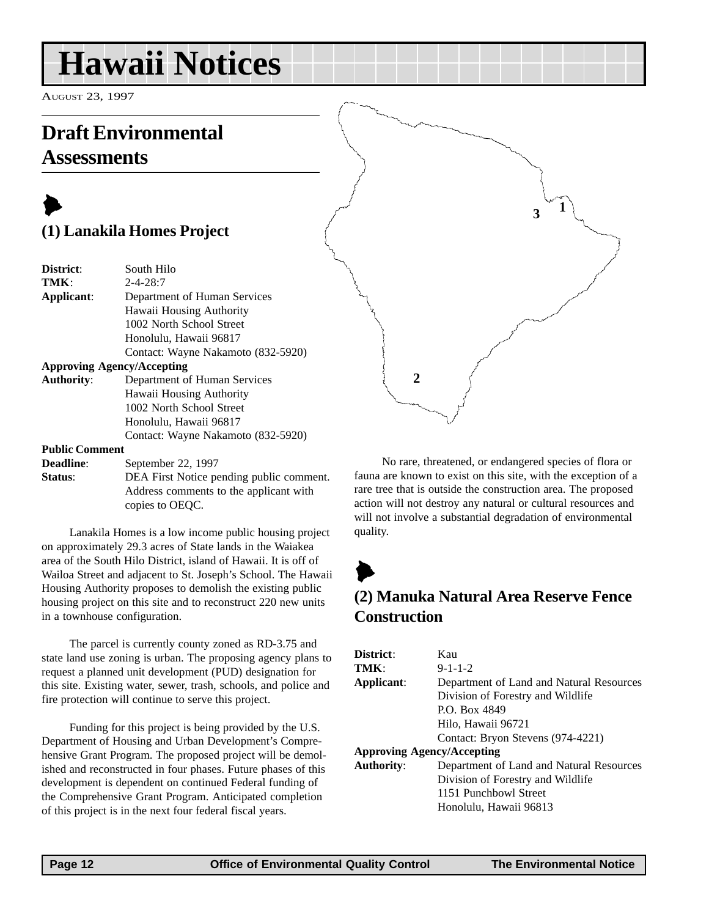# Hawaii Notices

AUGUST 23, 1997

## Draft Environmental Assessments

### (1) Lanakila Homes Project

| | |
|---|---|
| **District**: | South Hilo |
| **TMK**: | 2-4-28:7 |
| **Applicant**: | Department of Human Services<br>Hawaii Housing Authority<br>1002 North School Street<br>Honolulu, Hawaii 96817<br>Contact: Wayne Nakamoto (832-5920) |
| **Approving Agency/Accepting Authority**: | Department of Human Services<br>Hawaii Housing Authority<br>1002 North School Street<br>Honolulu, Hawaii 96817<br>Contact: Wayne Nakamoto (832-5920) |
| **Public Comment Deadline**: | September 22, 1997 |
| **Status**: | DEA First Notice pending public comment. Address comments to the applicant with copies to OEQC. |

Lanakila Homes is a low income public housing project on approximately 29.3 acres of State lands in the Waiakea area of the South Hilo District, island of Hawaii. It is off of Wailoa Street and adjacent to St. Joseph's School. The Hawaii Housing Authority proposes to demolish the existing public housing project on this site and to reconstruct 220 new units in a townhouse configuration.

The parcel is currently county zoned as RD-3.75 and state land use zoning is urban. The proposing agency plans to request a planned unit development (PUD) designation for this site. Existing water, sewer, trash, schools, and police and fire protection will continue to serve this project.

Funding for this project is being provided by the U.S. Department of Housing and Urban Development's Comprehensive Grant Program. The proposed project will be demolished and reconstructed in four phases. Future phases of this development is dependent on continued Federal funding of the Comprehensive Grant Program. Anticipated completion of this project is in the next four federal fiscal years.

3 1

2

No rare, threatened, or endangered species of flora or fauna are known to exist on this site, with the exception of a rare tree that is outside the construction area. The proposed action will not destroy any natural or cultural resources and will not involve a substantial degradation of environmental quality.

### (2) Manuka Natural Area Reserve Fence Construction

| | |
|---|---|
| **District**: | Kau |
| **TMK**: | 9-1-1-2 |
| **Applicant**: | Department of Land and Natural Resources<br>Division of Forestry and Wildlife<br>P.O. Box 4849<br>Hilo, Hawaii 96721<br>Contact: Bryon Stevens (974-4221) |
| **Approving Agency/Accepting Authority**: | Department of Land and Natural Resources<br>Division of Forestry and Wildlife<br>1151 Punchbowl Street<br>Honolulu, Hawaii 96813 |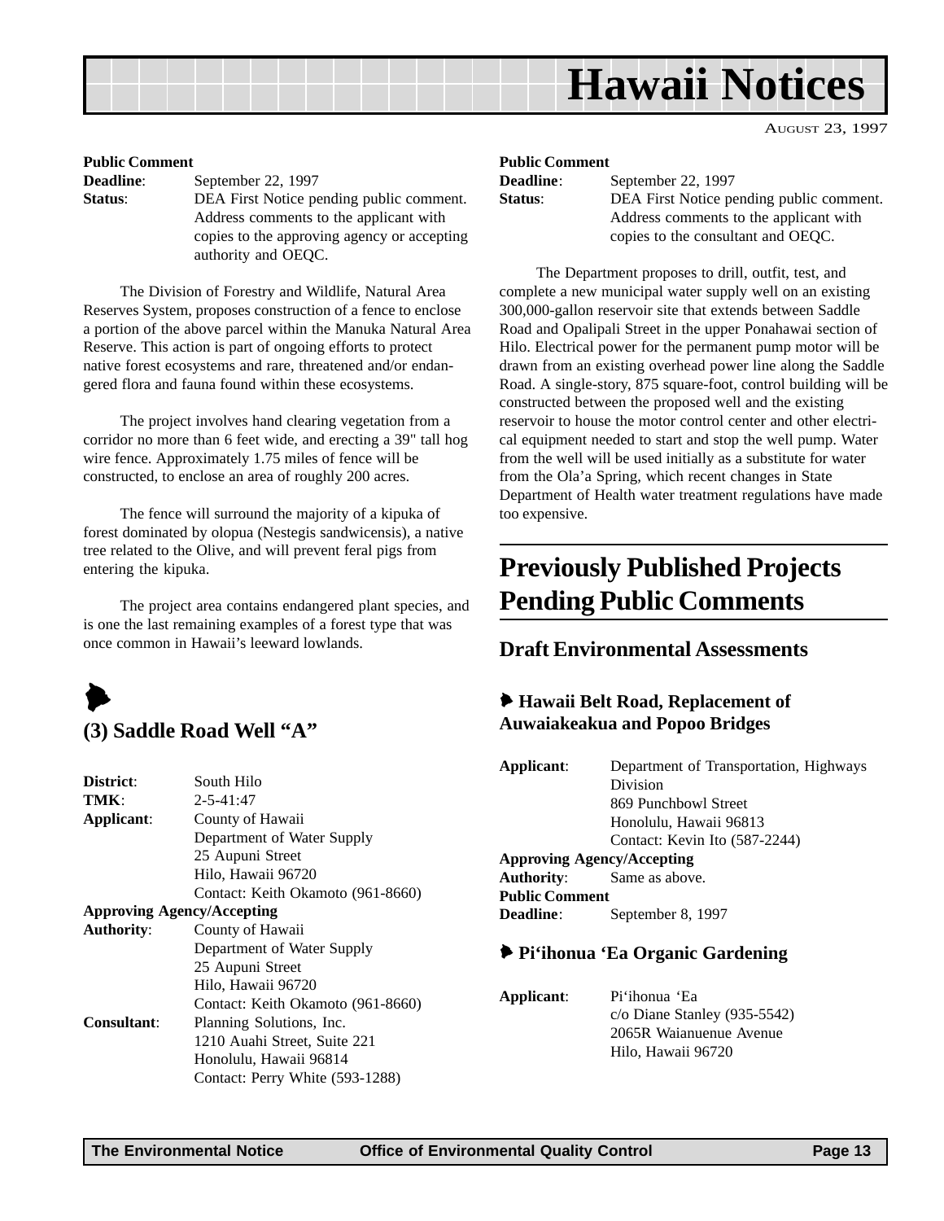**Public Comment**
**Deadline**: September 22, 1997
**Status**: DEA First Notice pending public comment. Address comments to the applicant with copies to the approving agency or accepting authority and OEQC.

The Division of Forestry and Wildlife, Natural Area Reserves System, proposes construction of a fence to enclose a portion of the above parcel within the Manuka Natural Area Reserve. This action is part of ongoing efforts to protect native forest ecosystems and rare, threatened and/or endangered flora and fauna found within these ecosystems.

The project involves hand clearing vegetation from a corridor no more than 6 feet wide, and erecting a 39" tall hog wire fence. Approximately 1.75 miles of fence will be constructed, to enclose an area of roughly 200 acres.

The fence will surround the majority of a kipuka of forest dominated by olopua (Nestegis sandwicensis), a native tree related to the Olive, and will prevent feral pigs from entering the kipuka.

The project area contains endangered plant species, and is one the last remaining examples of a forest type that was once common in Hawaii's leeward lowlands.

### (3) Saddle Road Well "A"

**District**: South Hilo
**TMK**: 2-5-41:47
**Applicant**: County of Hawaii
Department of Water Supply
25 Aupuni Street
Hilo, Hawaii 96720
Contact: Keith Okamoto (961-8660)
**Approving Agency/Accepting Authority**: County of Hawaii
Department of Water Supply
25 Aupuni Street
Hilo, Hawaii 96720
Contact: Keith Okamoto (961-8660)
**Consultant**: Planning Solutions, Inc.
1210 Auahi Street, Suite 221
Honolulu, Hawaii 96814
Contact: Perry White (593-1288)

**Public Comment**
**Deadline**: September 22, 1997
**Status**: DEA First Notice pending public comment. Address comments to the applicant with copies to the consultant and OEQC.

The Department proposes to drill, outfit, test, and complete a new municipal water supply well on an existing 300,000-gallon reservoir site that extends between Saddle Road and Opalipali Street in the upper Ponahawai section of Hilo. Electrical power for the permanent pump motor will be drawn from an existing overhead power line along the Saddle Road. A single-story, 875 square-foot, control building will be constructed between the proposed well and the existing reservoir to house the motor control center and other electrical equipment needed to start and stop the well pump. Water from the well will be used initially as a substitute for water from the Ola'a Spring, which recent changes in State Department of Health water treatment regulations have made too expensive.

## Previously Published Projects Pending Public Comments

### Draft Environmental Assessments

#### Hawaii Belt Road, Replacement of Auwaiakeakua and Popoo Bridges

**Applicant**: Department of Transportation, Highways Division
869 Punchbowl Street
Honolulu, Hawaii 96813
Contact: Kevin Ito (587-2244)
**Approving Agency/Accepting Authority**: Same as above.
**Public Comment Deadline**: September 8, 1997

#### Pi'ihonua 'Ea Organic Gardening

**Applicant**: Pi'ihonua 'Ea
c/o Diane Stanley (935-5542)
2065R Waianuenue Avenue
Hilo, Hawaii 96720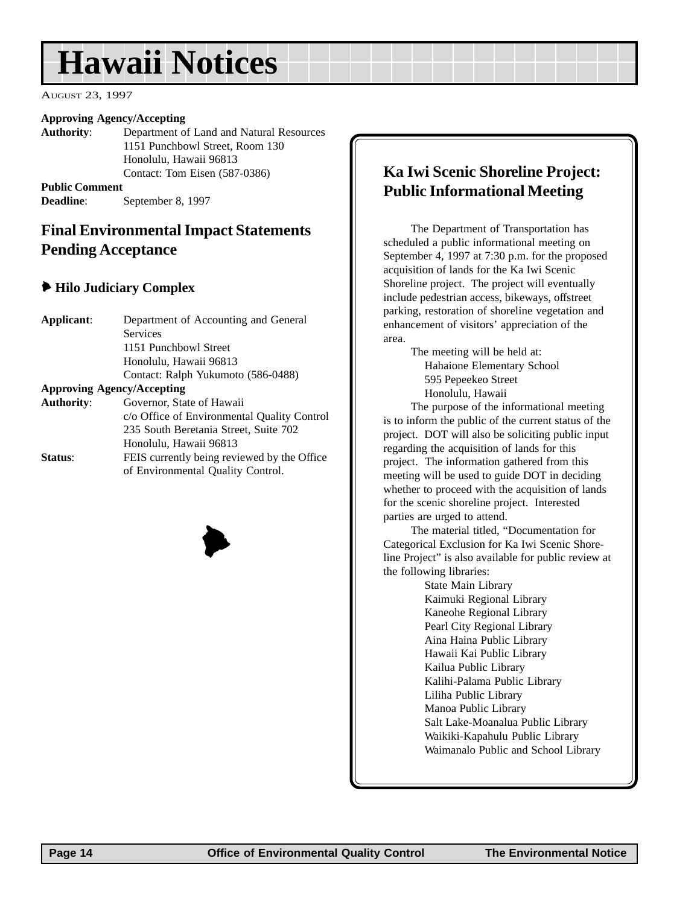**Approving Agency/Accepting**
**Authority**: Department of Land and Natural Resources
1151 Punchbowl Street, Room 130
Honolulu, Hawaii 96813
Contact: Tom Eisen (587-0386)

**Public Comment**
**Deadline**: September 8, 1997

## Final Environmental Impact Statements Pending Acceptance

### Hilo Judiciary Complex

**Applicant**: Department of Accounting and General Services
1151 Punchbowl Street
Honolulu, Hawaii 96813
Contact: Ralph Yukumoto (586-0488)

**Approving Agency/Accepting**
**Authority**: Governor, State of Hawaii
c/o Office of Environmental Quality Control
235 South Beretania Street, Suite 702
Honolulu, Hawaii 96813

**Status**: FEIS currently being reviewed by the Office of Environmental Quality Control.

## Ka Iwi Scenic Shoreline Project: Public Informational Meeting

The Department of Transportation has scheduled a public informational meeting on September 4, 1997 at 7:30 p.m. for the proposed acquisition of lands for the Ka Iwi Scenic Shoreline project. The project will eventually include pedestrian access, bikeways, offstreet parking, restoration of shoreline vegetation and enhancement of visitors' appreciation of the area.

The meeting will be held at:

Hahaione Elementary School
595 Pepeekeo Street
Honolulu, Hawaii

The purpose of the informational meeting is to inform the public of the current status of the project. DOT will also be soliciting public input regarding the acquisition of lands for this project. The information gathered from this meeting will be used to guide DOT in deciding whether to proceed with the acquisition of lands for the scenic shoreline project. Interested parties are urged to attend.

The material titled, "Documentation for Categorical Exclusion for Ka Iwi Scenic Shoreline Project" is also available for public review at the following libraries:

State Main Library
Kaimuki Regional Library
Kaneohe Regional Library
Pearl City Regional Library
Aina Haina Public Library
Hawaii Kai Public Library
Kailua Public Library
Kalihi-Palama Public Library
Liliha Public Library
Manoa Public Library
Salt Lake-Moanalua Public Library
Waikiki-Kapahulu Public Library
Waimanalo Public and School Library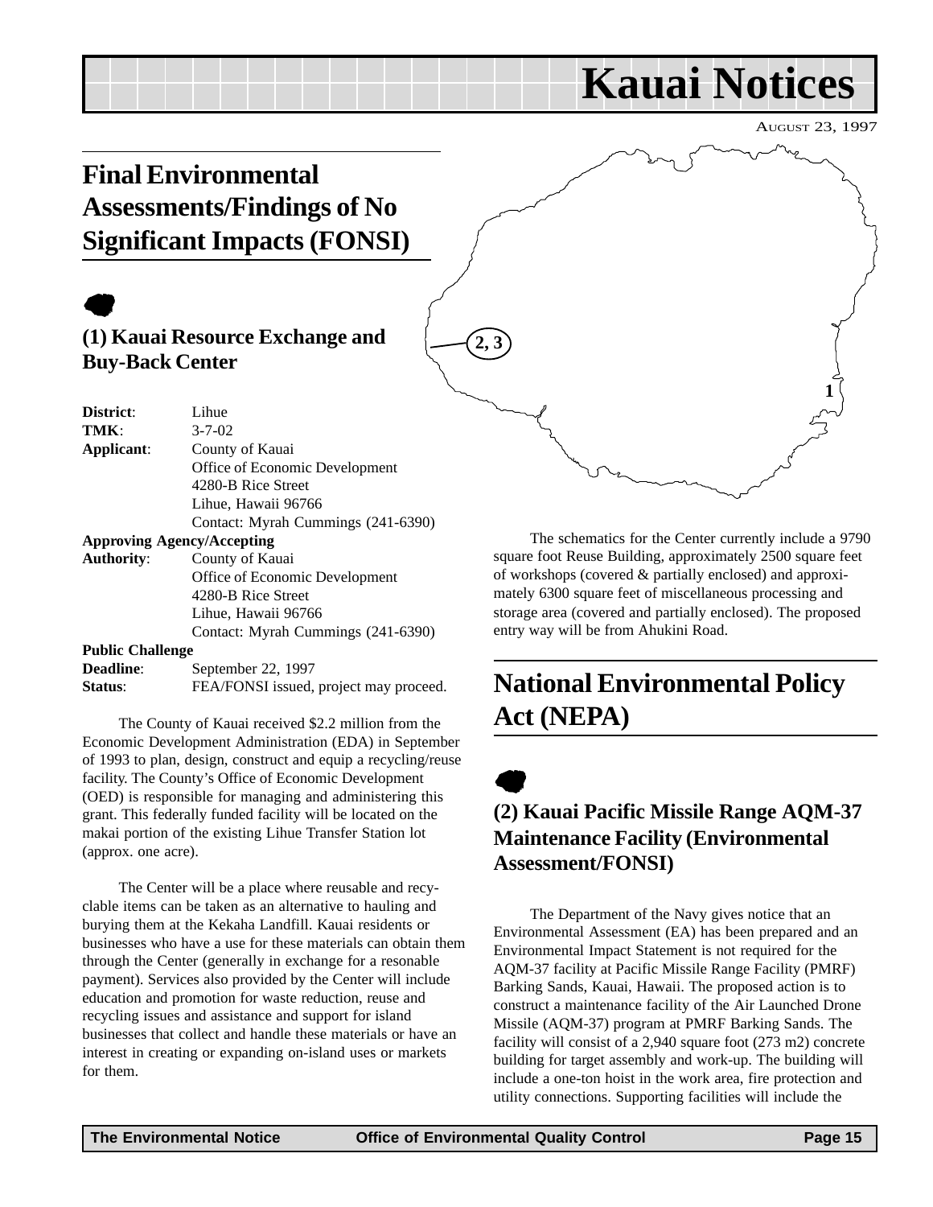# Kauai Notices

August 23, 1997

## Final Environmental Assessments/Findings of No Significant Impacts (FONSI)

### (1) Kauai Resource Exchange and Buy-Back Center

**District**: Lihue
**TMK**: 3-7-02
**Applicant**: County of Kauai
Office of Economic Development
4280-B Rice Street
Lihue, Hawaii 96766
Contact: Myrah Cummings (241-6390)

**Approving Agency/Accepting Authority**: County of Kauai
Office of Economic Development
4280-B Rice Street
Lihue, Hawaii 96766
Contact: Myrah Cummings (241-6390)

**Public Challenge Deadline**: September 22, 1997
**Status**: FEA/FONSI issued, project may proceed.

The County of Kauai received $2.2 million from the Economic Development Administration (EDA) in September of 1993 to plan, design, construct and equip a recycling/reuse facility. The County's Office of Economic Development (OED) is responsible for managing and administering this grant. This federally funded facility will be located on the makai portion of the existing Lihue Transfer Station lot (approx. one acre).

The Center will be a place where reusable and recyclable items can be taken as an alternative to hauling and burying them at the Kekaha Landfill. Kauai residents or businesses who have a use for these materials can obtain them through the Center (generally in exchange for a resonable payment). Services also provided by the Center will include education and promotion for waste reduction, reuse and recycling issues and assistance and support for island businesses that collect and handle these materials or have an interest in creating or expanding on-island uses or markets for them.

2, 3

1

The schematics for the Center currently include a 9790 square foot Reuse Building, approximately 2500 square feet of workshops (covered & partially enclosed) and approximately 6300 square feet of miscellaneous processing and storage area (covered and partially enclosed). The proposed entry way will be from Ahukini Road.

## National Environmental Policy Act (NEPA)

### (2) Kauai Pacific Missile Range AQM-37 Maintenance Facility (Environmental Assessment/FONSI)

The Department of the Navy gives notice that an Environmental Assessment (EA) has been prepared and an Environmental Impact Statement is not required for the AQM-37 facility at Pacific Missile Range Facility (PMRF) Barking Sands, Kauai, Hawaii. The proposed action is to construct a maintenance facility of the Air Launched Drone Missile (AQM-37) program at PMRF Barking Sands. The facility will consist of a 2,940 square foot (273 m2) concrete building for target assembly and work-up. The building will include a one-ton hoist in the work area, fire protection and utility connections. Supporting facilities will include the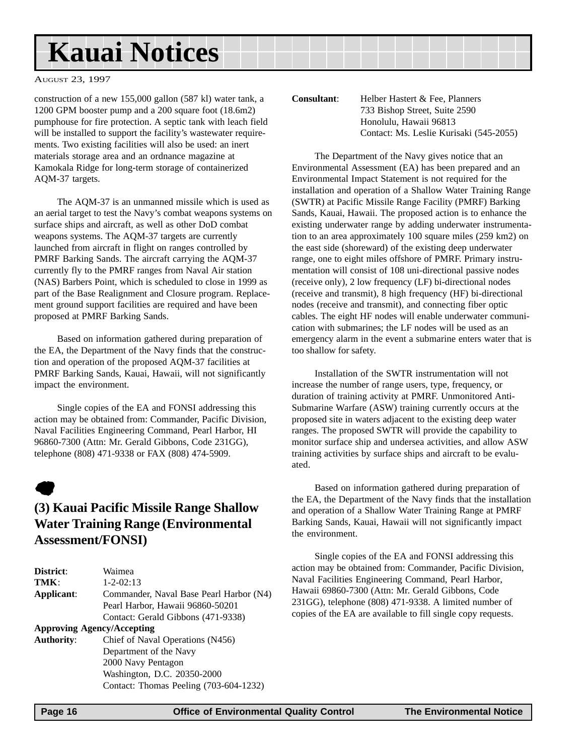construction of a new 155,000 gallon (587 kl) water tank, a 1200 GPM booster pump and a 200 square foot (18.6m2) pumphouse for fire protection. A septic tank with leach field will be installed to support the facility's wastewater requirements. Two existing facilities will also be used: an inert materials storage area and an ordnance magazine at Kamokala Ridge for long-term storage of containerized AQM-37 targets.

The AQM-37 is an unmanned missile which is used as an aerial target to test the Navy's combat weapons systems on surface ships and aircraft, as well as other DoD combat weapons systems. The AQM-37 targets are currently launched from aircraft in flight on ranges controlled by PMRF Barking Sands. The aircraft carrying the AQM-37 currently fly to the PMRF ranges from Naval Air station (NAS) Barbers Point, which is scheduled to close in 1999 as part of the Base Realignment and Closure program. Replacement ground support facilities are required and have been proposed at PMRF Barking Sands.

Based on information gathered during preparation of the EA, the Department of the Navy finds that the construction and operation of the proposed AQM-37 facilities at PMRF Barking Sands, Kauai, Hawaii, will not significantly impact the environment.

Single copies of the EA and FONSI addressing this action may be obtained from: Commander, Pacific Division, Naval Facilities Engineering Command, Pearl Harbor, HI 96860-7300 (Attn: Mr. Gerald Gibbons, Code 231GG), telephone (808) 471-9338 or FAX (808) 474-5909.

## (3) Kauai Pacific Missile Range Shallow Water Training Range (Environmental Assessment/FONSI)

**District**: Waimea
**TMK**: 1-2-02:13
**Applicant**: Commander, Naval Base Pearl Harbor (N4)
Pearl Harbor, Hawaii 96860-50201
Contact: Gerald Gibbons (471-9338)
**Approving Agency/Accepting Authority**: Chief of Naval Operations (N456)
Department of the Navy
2000 Navy Pentagon
Washington, D.C. 20350-2000
Contact: Thomas Peeling (703-604-1232)
**Consultant**: Helber Hastert & Fee, Planners
733 Bishop Street, Suite 2590
Honolulu, Hawaii 96813
Contact: Ms. Leslie Kurisaki (545-2055)

The Department of the Navy gives notice that an Environmental Assessment (EA) has been prepared and an Environmental Impact Statement is not required for the installation and operation of a Shallow Water Training Range (SWTR) at Pacific Missile Range Facility (PMRF) Barking Sands, Kauai, Hawaii. The proposed action is to enhance the existing underwater range by adding underwater instrumentation to an area approximately 100 square miles (259 km2) on the east side (shoreward) of the existing deep underwater range, one to eight miles offshore of PMRF. Primary instrumentation will consist of 108 uni-directional passive nodes (receive only), 2 low frequency (LF) bi-directional nodes (receive and transmit), 8 high frequency (HF) bi-directional nodes (receive and transmit), and connecting fiber optic cables. The eight HF nodes will enable underwater communication with submarines; the LF nodes will be used as an emergency alarm in the event a submarine enters water that is too shallow for safety.

Installation of the SWTR instrumentation will not increase the number of range users, type, frequency, or duration of training activity at PMRF. Unmonitored Anti-Submarine Warfare (ASW) training currently occurs at the proposed site in waters adjacent to the existing deep water ranges. The proposed SWTR will provide the capability to monitor surface ship and undersea activities, and allow ASW training activities by surface ships and aircraft to be evaluated.

Based on information gathered during preparation of the EA, the Department of the Navy finds that the installation and operation of a Shallow Water Training Range at PMRF Barking Sands, Kauai, Hawaii will not significantly impact the environment.

Single copies of the EA and FONSI addressing this action may be obtained from: Commander, Pacific Division, Naval Facilities Engineering Command, Pearl Harbor, Hawaii 69860-7300 (Attn: Mr. Gerald Gibbons, Code 231GG), telephone (808) 471-9338. A limited number of copies of the EA are available to fill single copy requests.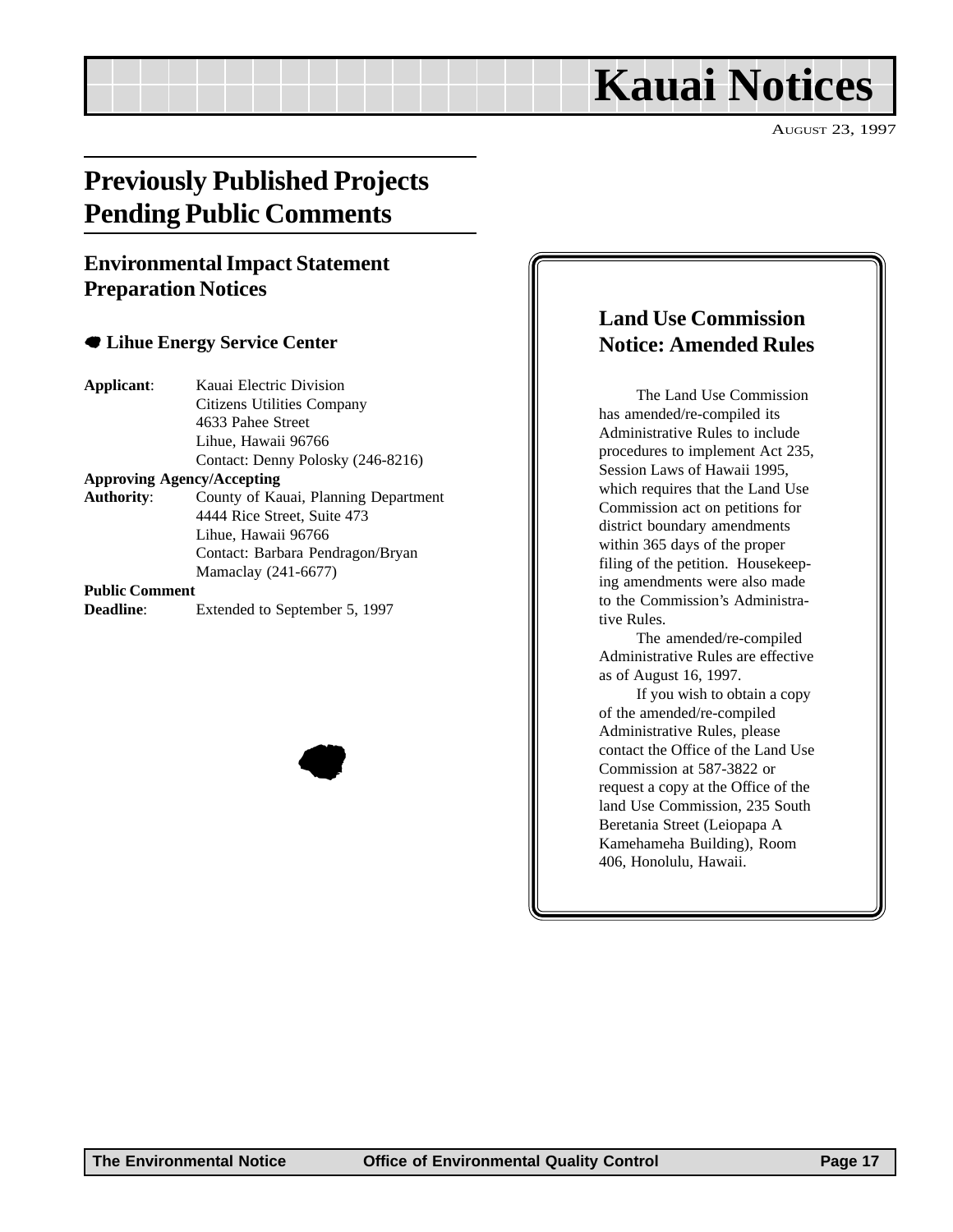# Kauai Notices

August 23, 1997

## Previously Published Projects Pending Public Comments

### Environmental Impact Statement Preparation Notices

#### Lihue Energy Service Center

**Applicant**: Kauai Electric Division
Citizens Utilities Company
4633 Pahee Street
Lihue, Hawaii 96766
Contact: Denny Polosky (246-8216)

**Approving Agency/Accepting Authority**: County of Kauai, Planning Department
4444 Rice Street, Suite 473
Lihue, Hawaii 96766
Contact: Barbara Pendragon/Bryan Mamaclay (241-6677)

**Public Comment Deadline**: Extended to September 5, 1997

### Land Use Commission Notice: Amended Rules

The Land Use Commission has amended/re-compiled its Administrative Rules to include procedures to implement Act 235, Session Laws of Hawaii 1995, which requires that the Land Use Commission act on petitions for district boundary amendments within 365 days of the proper filing of the petition. Housekeeping amendments were also made to the Commission's Administrative Rules.

The amended/re-compiled Administrative Rules are effective as of August 16, 1997.

If you wish to obtain a copy of the amended/re-compiled Administrative Rules, please contact the Office of the Land Use Commission at 587-3822 or request a copy at the Office of the land Use Commission, 235 South Beretania Street (Leiopapa A Kamehameha Building), Room 406, Honolulu, Hawaii.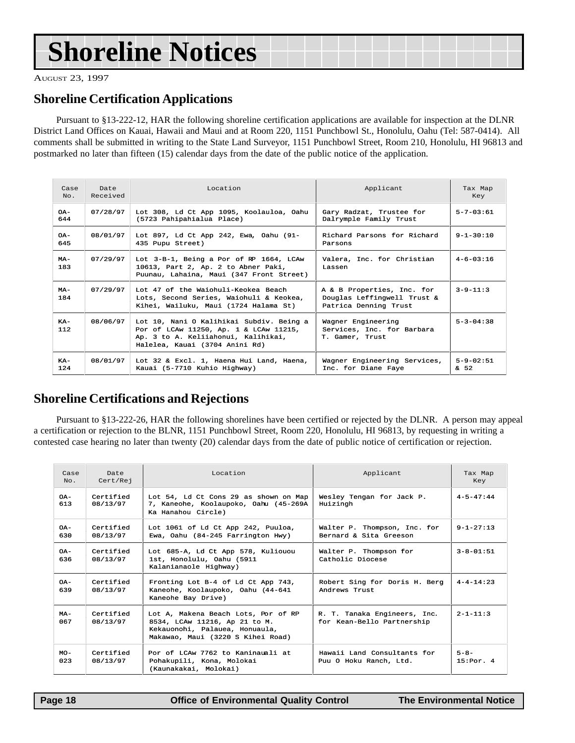# Shoreline Notices

August 23, 1997

## Shoreline Certification Applications

Pursuant to §13-222-12, HAR the following shoreline certification applications are available for inspection at the DLNR District Land Offices on Kauai, Hawaii and Maui and at Room 220, 1151 Punchbowl St., Honolulu, Oahu (Tel: 587-0414). All comments shall be submitted in writing to the State Land Surveyor, 1151 Punchbowl Street, Room 210, Honolulu, HI 96813 and postmarked no later than fifteen (15) calendar days from the date of the public notice of the application.

| Case No. | Date Received | Location | Applicant | Tax Map Key |
|---|---|---|---|---|
| OA-644 | 07/28/97 | Lot 308, Ld Ct App 1095, Koolauloa, Oahu (5723 Pahipahialua Place) | Gary Radzat, Trustee for Dalrymple Family Trust | 5-7-03:61 |
| OA-645 | 08/01/97 | Lot 897, Ld Ct App 242, Ewa, Oahu (91-435 Pupu Street) | Richard Parsons for Richard Parsons | 9-1-30:10 |
| MA-183 | 07/29/97 | Lot 3-B-1, Being a Por of RP 1664, LCAw 10613, Part 2, Ap. 2 to Abner Paki, Puunau, Lahaina, Maui (347 Front Street) | Valera, Inc. for Christian Lassen | 4-6-03:16 |
| MA-184 | 07/29/97 | Lot 47 of the Waiohuli-Keokea Beach Lots, Second Series, Waiohuli & Keokea, Kihei, Wailuku, Maui (1724 Halama St) | A & B Properties, Inc. for Douglas Leffingwell Trust & Patrica Denning Trust | 3-9-11:3 |
| KA-112 | 08/06/97 | Lot 10, Nani O Kalihikai Subdiv. Being a Por of LCAw 11250, Ap. 1 & LCAw 11215, Ap. 3 to A. Keliiahonui, Kalihikai, Halelea, Kauai (3704 Anini Rd) | Wagner Engineering Services, Inc. for Barbara T. Gamer, Trust | 5-3-04:38 |
| KA-124 | 08/01/97 | Lot 32 & Excl. 1, Haena Hui Land, Haena, Kauai (5-7710 Kuhio Highway) | Wagner Engineering Services, Inc. for Diane Faye | 5-9-02:51 & 52 |

## Shoreline Certifications and Rejections

Pursuant to §13-222-26, HAR the following shorelines have been certified or rejected by the DLNR. A person may appeal a certification or rejection to the BLNR, 1151 Punchbowl Street, Room 220, Honolulu, HI 96813, by requesting in writing a contested case hearing no later than twenty (20) calendar days from the date of public notice of certification or rejection.

| Case No. | Date Cert/Rej | Location | Applicant | Tax Map Key |
|---|---|---|---|---|
| OA-613 | Certified 08/13/97 | Lot 54, Ld Ct Cons 29 as shown on Map 7, Kaneohe, Koolaupoko, Oahu (45-269A Ka Hanahou Circle) | Wesley Tengan for Jack P. Huizingh | 4-5-47:44 |
| OA-630 | Certified 08/13/97 | Lot 1061 of Ld Ct App 242, Puuloa, Ewa, Oahu (84-245 Farrington Hwy) | Walter P. Thompson, Inc. for Bernard & Sita Greeson | 9-1-27:13 |
| OA-636 | Certified 08/13/97 | Lot 685-A, Ld Ct App 578, Kuliouou 1st, Honolulu, Oahu (5911 Kalanianaole Highway) | Walter P. Thompson for Catholic Diocese | 3-8-01:51 |
| OA-639 | Certified 08/13/97 | Fronting Lot B-4 of Ld Ct App 743, Kaneohe, Koolaupoko, Oahu (44-641 Kaneohe Bay Drive) | Robert Sing for Doris H. Berg Andrews Trust | 4-4-14:23 |
| MA-067 | Certified 08/13/97 | Lot A, Makena Beach Lots, Por of RP 8534, LCAw 11216, Ap 21 to M. Kekauonohi, Palauea, Honuaula, Makawao, Maui (3220 S Kihei Road) | R. T. Tanaka Engineers, Inc. for Kean-Bello Partnership | 2-1-11:3 |
| MO-023 | Certified 08/13/97 | Por of LCAw 7762 to Kaninauali at Pohakupili, Kona, Molokai (Kaunakakai, Molokai) | Hawaii Land Consultants for Puu O Hoku Ranch, Ltd. | 5-8-15:Por. 4 |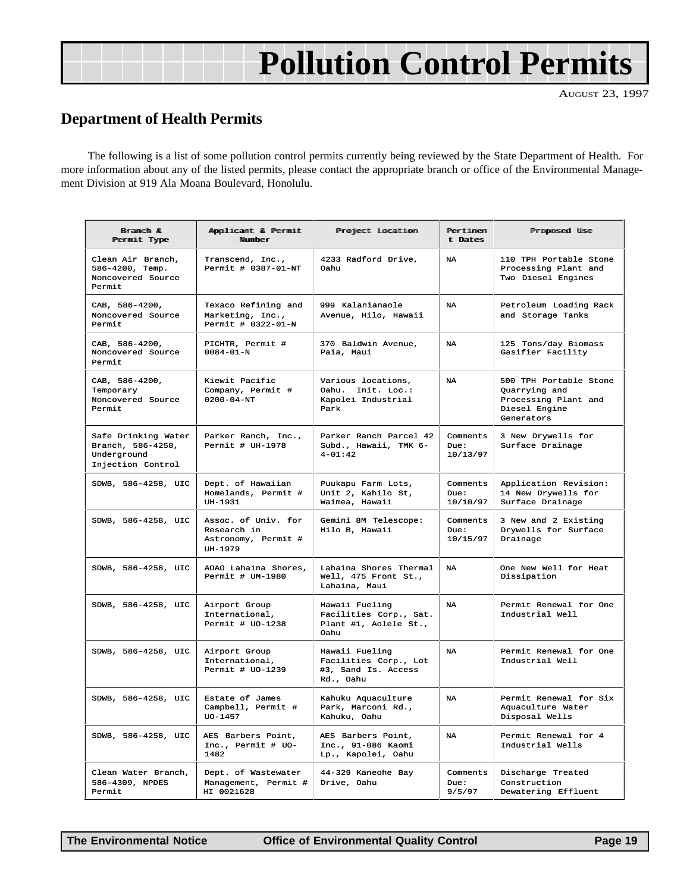# Pollution Control Permits

AUGUST 23, 1997

## Department of Health Permits

The following is a list of some pollution control permits currently being reviewed by the State Department of Health. For more information about any of the listed permits, please contact the appropriate branch or office of the Environmental Management Division at 919 Ala Moana Boulevard, Honolulu.

| Branch & Permit Type | Applicant & Permit Number | Project Location | Pertinent Dates | Proposed Use |
|---|---|---|---|---|
| Clean Air Branch, 586-4200, Temp. Noncovered Source Permit | Transcend, Inc., Permit # 0387-01-NT | 4233 Radford Drive, Oahu | NA | 110 TPH Portable Stone Processing Plant and Two Diesel Engines |
| CAB, 586-4200, Noncovered Source Permit | Texaco Refining and Marketing, Inc., Permit # 0322-01-N | 999 Kalanianaole Avenue, Hilo, Hawaii | NA | Petroleum Loading Rack and Storage Tanks |
| CAB, 586-4200, Noncovered Source Permit | PICHTR, Permit # 0084-01-N | 370 Baldwin Avenue, Paia, Maui | NA | 125 Tons/day Biomass Gasifier Facility |
| CAB, 586-4200, Temporary Noncovered Source Permit | Kiewit Pacific Company, Permit # 0200-04-NT | Various locations, Oahu. Init. Loc.: Kapolei Industrial Park | NA | 500 TPH Portable Stone Quarrying and Processing Plant and Diesel Engine Generators |
| Safe Drinking Water Branch, 586-4258, Underground Injection Control | Parker Ranch, Inc., Permit # UH-1978 | Parker Ranch Parcel 42 Subd., Hawaii, TMK 6-4-01:42 | Comments Due: 10/13/97 | 3 New Drywells for Surface Drainage |
| SDWB, 586-4258, UIC | Dept. of Hawaiian Homelands, Permit # UH-1931 | Puukapu Farm Lots, Unit 2, Kahilo St, Waimea, Hawaii | Comments Due: 10/10/97 | Application Revision: 14 New Drywells for Surface Drainage |
| SDWB, 586-4258, UIC | Assoc. of Univ. for Research in Astronomy, Permit # UH-1979 | Gemini 8M Telescope: Hilo B, Hawaii | Comments Due: 10/15/97 | 3 New and 2 Existing Drywells for Surface Drainage |
| SDWB, 586-4258, UIC | AOAO Lahaina Shores, Permit # UM-1980 | Lahaina Shores Thermal Well, 475 Front St., Lahaina, Maui | NA | One New Well for Heat Dissipation |
| SDWB, 586-4258, UIC | Airport Group International, Permit # UO-1238 | Hawaii Fueling Facilities Corp., Sat. Plant #1, Aolele St., Oahu | NA | Permit Renewal for One Industrial Well |
| SDWB, 586-4258, UIC | Airport Group International, Permit # UO-1239 | Hawaii Fueling Facilities Corp., Lot #3, Sand Is. Access Rd., Oahu | NA | Permit Renewal for One Industrial Well |
| SDWB, 586-4258, UIC | Estate of James Campbell, Permit # UO-1457 | Kahuku Aquaculture Park, Marconi Rd., Kahuku, Oahu | NA | Permit Renewal for Six Aquaculture Water Disposal Wells |
| SDWB, 586-4258, UIC | AES Barbers Point, Inc., Permit # UO-1482 | AES Barbers Point, Inc., 91-086 Kaomi Lp., Kapolei, Oahu | NA | Permit Renewal for 4 Industrial Wells |
| Clean Water Branch, 586-4309, NPDES Permit | Dept. of Wastewater Management, Permit # HI 0021628 | 44-329 Kaneohe Bay Drive, Oahu | Comments Due: 9/5/97 | Discharge Treated Construction Dewatering Effluent |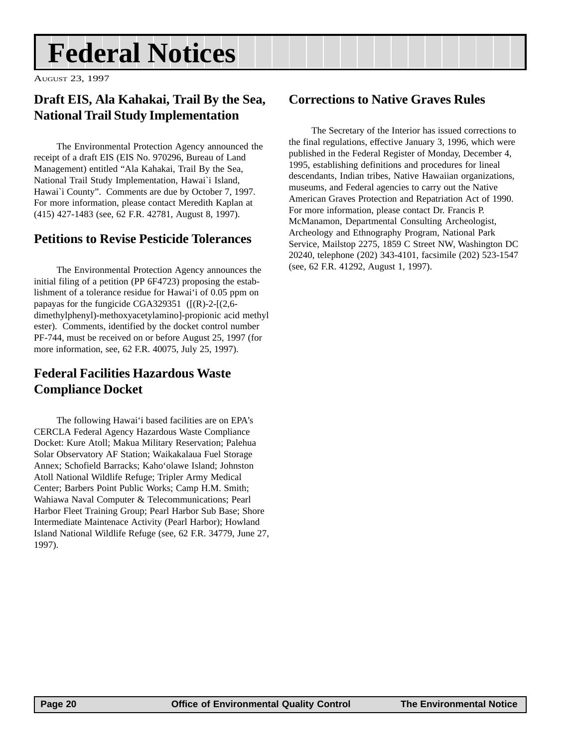# Federal Notices

AUGUST 23, 1997

## Draft EIS, Ala Kahakai, Trail By the Sea, National Trail Study Implementation

The Environmental Protection Agency announced the receipt of a draft EIS (EIS No. 970296, Bureau of Land Management) entitled "Ala Kahakai, Trail By the Sea, National Trail Study Implementation, Hawai`i Island, Hawai`i County". Comments are due by October 7, 1997. For more information, please contact Meredith Kaplan at (415) 427-1483 (see, 62 F.R. 42781, August 8, 1997).

## Petitions to Revise Pesticide Tolerances

The Environmental Protection Agency announces the initial filing of a petition (PP 6F4723) proposing the establishment of a tolerance residue for Hawai'i of 0.05 ppm on papayas for the fungicide CGA329351 ([(R)-2-[(2,6-dimethylphenyl)-methoxyacetylamino]-propionic acid methyl ester). Comments, identified by the docket control number PF-744, must be received on or before August 25, 1997 (for more information, see, 62 F.R. 40075, July 25, 1997).

## Federal Facilities Hazardous Waste Compliance Docket

The following Hawai'i based facilities are on EPA's CERCLA Federal Agency Hazardous Waste Compliance Docket: Kure Atoll; Makua Military Reservation; Palehua Solar Observatory AF Station; Waikakalaua Fuel Storage Annex; Schofield Barracks; Kaho'olawe Island; Johnston Atoll National Wildlife Refuge; Tripler Army Medical Center; Barbers Point Public Works; Camp H.M. Smith; Wahiawa Naval Computer & Telecommunications; Pearl Harbor Fleet Training Group; Pearl Harbor Sub Base; Shore Intermediate Maintenace Activity (Pearl Harbor); Howland Island National Wildlife Refuge (see, 62 F.R. 34779, June 27, 1997).

## Corrections to Native Graves Rules

The Secretary of the Interior has issued corrections to the final regulations, effective January 3, 1996, which were published in the Federal Register of Monday, December 4, 1995, establishing definitions and procedures for lineal descendants, Indian tribes, Native Hawaiian organizations, museums, and Federal agencies to carry out the Native American Graves Protection and Repatriation Act of 1990. For more information, please contact Dr. Francis P. McManamon, Departmental Consulting Archeologist, Archeology and Ethnography Program, National Park Service, Mailstop 2275, 1859 C Street NW, Washington DC 20240, telephone (202) 343-4101, facsimile (202) 523-1547 (see, 62 F.R. 41292, August 1, 1997).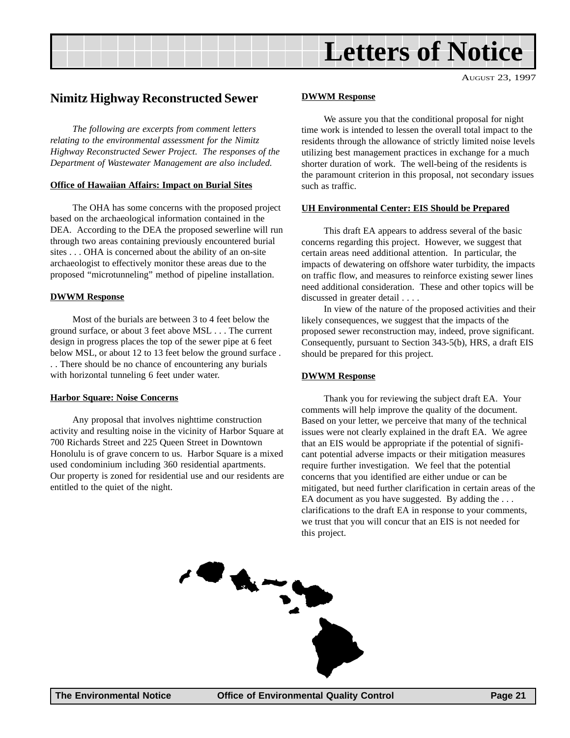# Letters of Notice

AUGUST 23, 1997

## Nimitz Highway Reconstructed Sewer

*The following are excerpts from comment letters relating to the environmental assessment for the Nimitz Highway Reconstructed Sewer Project. The responses of the Department of Wastewater Management are also included.*

**Office of Hawaiian Affairs: Impact on Burial Sites**

The OHA has some concerns with the proposed project based on the archaeological information contained in the DEA. According to the DEA the proposed sewerline will run through two areas containing previously encountered burial sites . . . OHA is concerned about the ability of an on-site archaeologist to effectively monitor these areas due to the proposed "microtunneling" method of pipeline installation.

**DWWM Response**

Most of the burials are between 3 to 4 feet below the ground surface, or about 3 feet above MSL . . . The current design in progress places the top of the sewer pipe at 6 feet below MSL, or about 12 to 13 feet below the ground surface . . . There should be no chance of encountering any burials with horizontal tunneling 6 feet under water.

**Harbor Square: Noise Concerns**

Any proposal that involves nighttime construction activity and resulting noise in the vicinity of Harbor Square at 700 Richards Street and 225 Queen Street in Downtown Honolulu is of grave concern to us. Harbor Square is a mixed used condominium including 360 residential apartments. Our property is zoned for residential use and our residents are entitled to the quiet of the night.

**DWWM Response**

We assure you that the conditional proposal for night time work is intended to lessen the overall total impact to the residents through the allowance of strictly limited noise levels utilizing best management practices in exchange for a much shorter duration of work. The well-being of the residents is the paramount criterion in this proposal, not secondary issues such as traffic.

**UH Environmental Center: EIS Should be Prepared**

This draft EA appears to address several of the basic concerns regarding this project. However, we suggest that certain areas need additional attention. In particular, the impacts of dewatering on offshore water turbidity, the impacts on traffic flow, and measures to reinforce existing sewer lines need additional consideration. These and other topics will be discussed in greater detail . . . .

In view of the nature of the proposed activities and their likely consequences, we suggest that the impacts of the proposed sewer reconstruction may, indeed, prove significant. Consequently, pursuant to Section 343-5(b), HRS, a draft EIS should be prepared for this project.

**DWWM Response**

Thank you for reviewing the subject draft EA. Your comments will help improve the quality of the document. Based on your letter, we perceive that many of the technical issues were not clearly explained in the draft EA. We agree that an EIS would be appropriate if the potential of significant potential adverse impacts or their mitigation measures require further investigation. We feel that the potential concerns that you identified are either undue or can be mitigated, but need further clarification in certain areas of the EA document as you have suggested. By adding the . . . clarifications to the draft EA in response to your comments, we trust that you will concur that an EIS is not needed for this project.